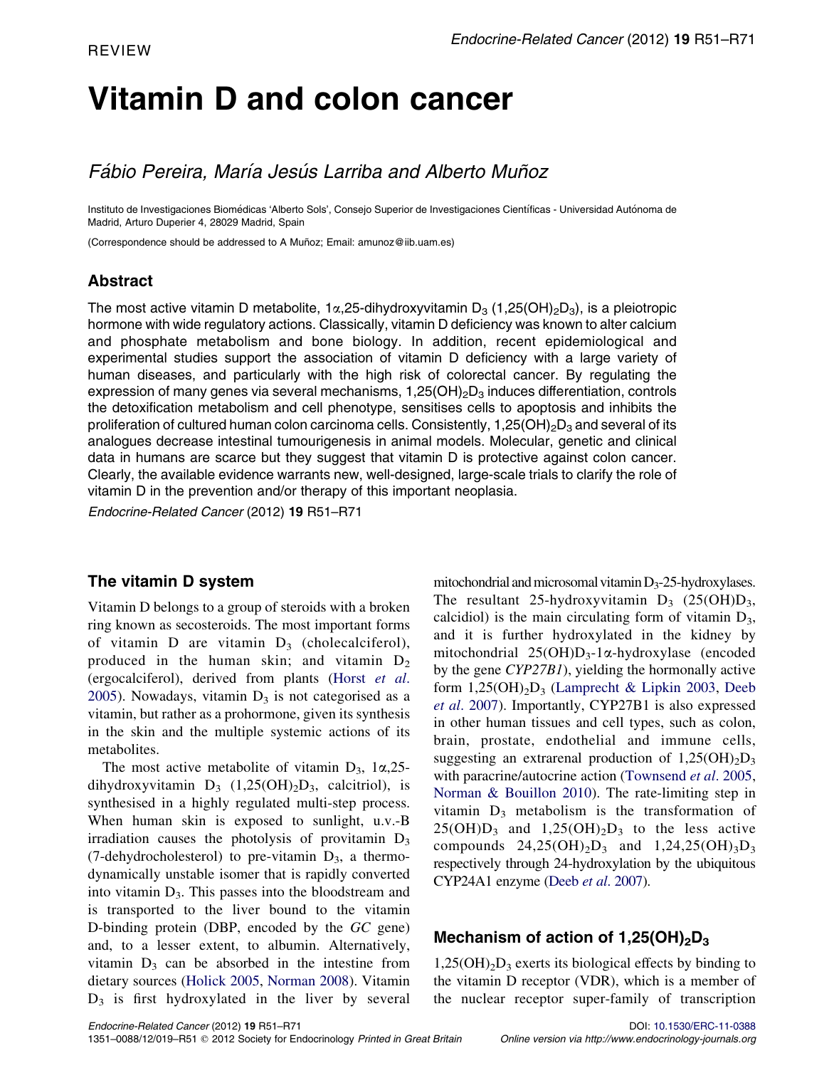REVIEW

# Vitamin D and colon cancer

*Fábio Pereira, María Jesús Larriba and Alberto Muñoz*

Instituto de Investigaciones Biomédicas 'Alberto Sols', Consejo Superior de Investigaciones Científicas - Universidad Autónoma de Madrid, Arturo Duperier 4, 28029 Madrid, Spain

(Correspondence should be addressed to A Muñoz; Email: amunoz@iib.uam.es)

## Abstract

The most active vitamin D metabolite, 1α,25-dihydroxyvitamin $D_3$ ($1,25(OH)_2D_3$), is a pleiotropic hormone with wide regulatory actions. Classically, vitamin D deficiency was known to alter calcium and phosphate metabolism and bone biology. In addition, recent epidemiological and experimental studies support the association of vitamin D deficiency with a large variety of human diseases, and particularly with the high risk of colorectal cancer. By regulating the expression of many genes via several mechanisms, $1,25(OH)_2D_3$ induces differentiation, controls the detoxification metabolism and cell phenotype, sensitises cells to apoptosis and inhibits the proliferation of cultured human colon carcinoma cells. Consistently, $1,25(OH)_2D_3$ and several of its analogues decrease intestinal tumourigenesis in animal models. Molecular, genetic and clinical data in humans are scarce but they suggest that vitamin D is protective against colon cancer. Clearly, the available evidence warrants new, well-designed, large-scale trials to clarify the role of vitamin D in the prevention and/or therapy of this important neoplasia.

*Endocrine-Related Cancer* (2012) **19** R51–R71

## The vitamin D system

Vitamin D belongs to a group of steroids with a broken ring known as secosteroids. The most important forms of vitamin D are vitamin $D_3$ (cholecalciferol), produced in the human skin; and vitamin $D_2$ (ergocalciferol), derived from plants (Horst *et al.* 2005). Nowadays, vitamin $D_3$ is not categorised as a vitamin, but rather as a prohormone, given its synthesis in the skin and the multiple systemic actions of its metabolites.

The most active metabolite of vitamin $D_3$, 1α,25-dihydroxyvitamin $D_3$ ($1,25(OH)_2D_3$, calcitriol), is synthesised in a highly regulated multi-step process. When human skin is exposed to sunlight, u.v.-B irradiation causes the photolysis of provitamin $D_3$ (7-dehydrocholesterol) to pre-vitamin $D_3$, a thermodynamically unstable isomer that is rapidly converted into vitamin $D_3$. This passes into the bloodstream and is transported to the liver bound to the vitamin D-binding protein (DBP, encoded by the *GC* gene) and, to a lesser extent, to albumin. Alternatively, vitamin $D_3$ can be absorbed in the intestine from dietary sources (Holick 2005, Norman 2008). Vitamin $D_3$ is first hydroxylated in the liver by several mitochondrial and microsomal vitamin $D_3$-25-hydroxylases. The resultant 25-hydroxyvitamin $D_3$ ($25(OH)D_3$, calcidiol) is the main circulating form of vitamin $D_3$, and it is further hydroxylated in the kidney by mitochondrial $25(OH)D_3$-1α-hydroxylase (encoded by the gene *CYP27B1*), yielding the hormonally active form $1,25(OH)_2D_3$ (Lamprecht & Lipkin 2003, Deeb *et al.* 2007). Importantly, CYP27B1 is also expressed in other human tissues and cell types, such as colon, brain, prostate, endothelial and immune cells, suggesting an extrarenal production of $1,25(OH)_2D_3$ with paracrine/autocrine action (Townsend *et al.* 2005, Norman & Bouillon 2010). The rate-limiting step in vitamin $D_3$ metabolism is the transformation of $25(OH)D_3$ and $1,25(OH)_2D_3$ to the less active compounds $24,25(OH)_2D_3$ and $1,24,25(OH)_3D_3$ respectively through 24-hydroxylation by the ubiquitous CYP24A1 enzyme (Deeb *et al.* 2007).

## Mechanism of action of $1,25(OH)_2D_3$

$1,25(OH)_2D_3$ exerts its biological effects by binding to the vitamin D receptor (VDR), which is a member of the nuclear receptor super-family of transcription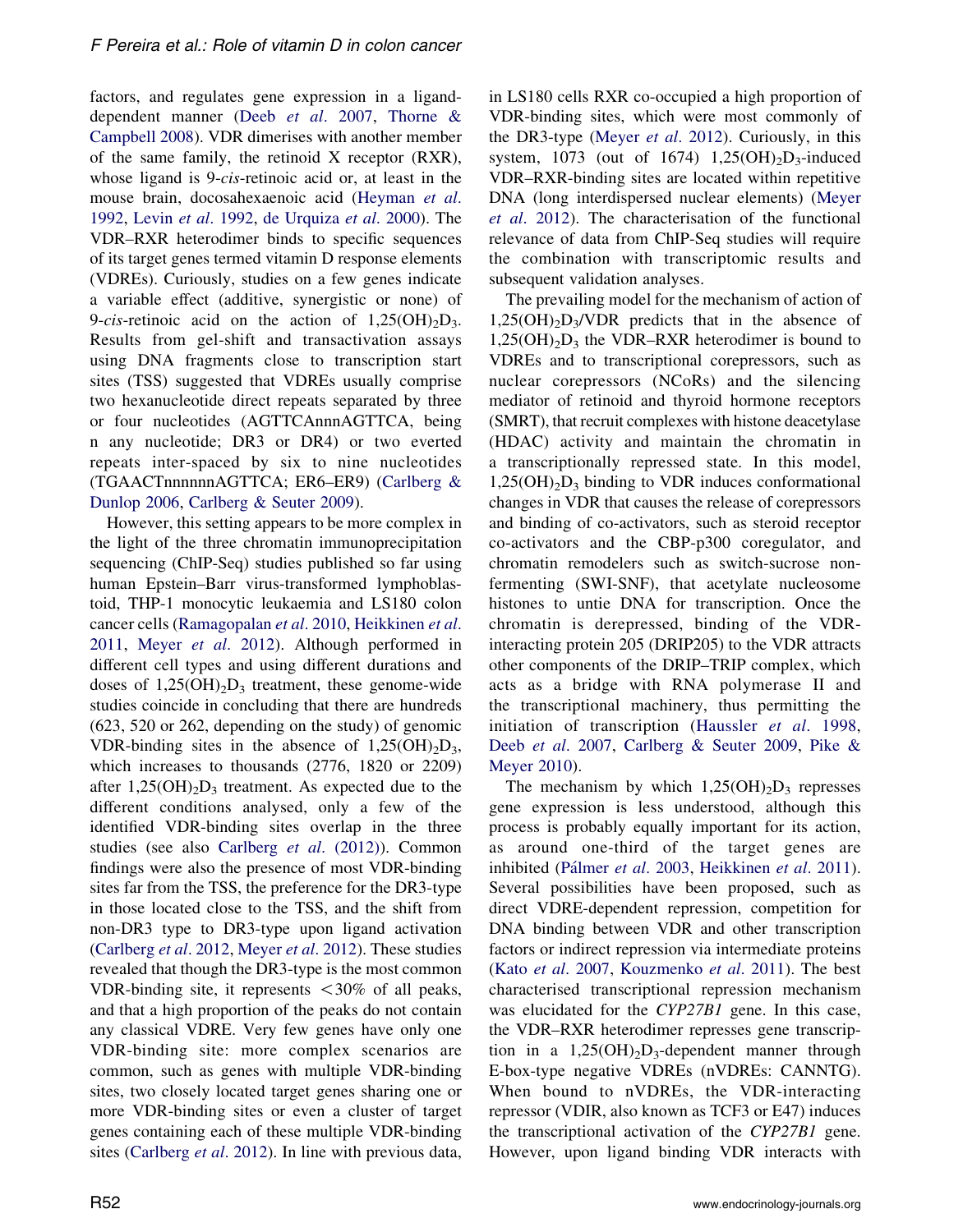factors, and regulates gene expression in a ligand-dependent manner (Deeb *et al.* 2007, Thorne & Campbell 2008). VDR dimerises with another member of the same family, the retinoid X receptor (RXR), whose ligand is 9-*cis*-retinoic acid or, at least in the mouse brain, docosahexaenoic acid (Heyman *et al.* 1992, Levin *et al.* 1992, de Urquiza *et al.* 2000). The VDR–RXR heterodimer binds to specific sequences of its target genes termed vitamin D response elements (VDREs). Curiously, studies on a few genes indicate a variable effect (additive, synergistic or none) of 9-*cis*-retinoic acid on the action of $1,25(OH)_2D_3$. Results from gel-shift and transactivation assays using DNA fragments close to transcription start sites (TSS) suggested that VDREs usually comprise two hexanucleotide direct repeats separated by three or four nucleotides (AGTTCAnnnAGTTCA, being n any nucleotide; DR3 or DR4) or two everted repeats inter-spaced by six to nine nucleotides (TGAACTnnnnnnAGTTCA; ER6–ER9) (Carlberg & Dunlop 2006, Carlberg & Seuter 2009).

However, this setting appears to be more complex in the light of the three chromatin immunoprecipitation sequencing (ChIP-Seq) studies published so far using human Epstein–Barr virus-transformed lymphoblastoid, THP-1 monocytic leukaemia and LS180 colon cancer cells (Ramagopalan *et al.* 2010, Heikkinen *et al.* 2011, Meyer *et al.* 2012). Although performed in different cell types and using different durations and doses of $1,25(OH)_2D_3$ treatment, these genome-wide studies coincide in concluding that there are hundreds (623, 520 or 262, depending on the study) of genomic VDR-binding sites in the absence of $1,25(OH)_2D_3$, which increases to thousands (2776, 1820 or 2209) after $1,25(OH)_2D_3$ treatment. As expected due to the different conditions analysed, only a few of the identified VDR-binding sites overlap in the three studies (see also Carlberg *et al.* (2012)). Common findings were also the presence of most VDR-binding sites far from the TSS, the preference for the DR3-type in those located close to the TSS, and the shift from non-DR3 type to DR3-type upon ligand activation (Carlberg *et al.* 2012, Meyer *et al.* 2012). These studies revealed that though the DR3-type is the most common VDR-binding site, it represents $<30\%$ of all peaks, and that a high proportion of the peaks do not contain any classical VDRE. Very few genes have only one VDR-binding site: more complex scenarios are common, such as genes with multiple VDR-binding sites, two closely located target genes sharing one or more VDR-binding sites or even a cluster of target genes containing each of these multiple VDR-binding sites (Carlberg *et al.* 2012). In line with previous data, in LS180 cells RXR co-occupied a high proportion of VDR-binding sites, which were most commonly of the DR3-type (Meyer *et al.* 2012). Curiously, in this system, 1073 (out of 1674) $1,25(OH)_2D_3$-induced VDR–RXR-binding sites are located within repetitive DNA (long interdispersed nuclear elements) (Meyer *et al.* 2012). The characterisation of the functional relevance of data from ChIP-Seq studies will require the combination with transcriptomic results and subsequent validation analyses.

The prevailing model for the mechanism of action of $1,25(OH)_2D_3$/VDR predicts that in the absence of $1,25(OH)_2D_3$ the VDR–RXR heterodimer is bound to VDREs and to transcriptional corepressors, such as nuclear corepressors (NCoRs) and the silencing mediator of retinoid and thyroid hormone receptors (SMRT), that recruit complexes with histone deacetylase (HDAC) activity and maintain the chromatin in a transcriptionally repressed state. In this model, $1,25(OH)_2D_3$ binding to VDR induces conformational changes in VDR that causes the release of corepressors and binding of co-activators, such as steroid receptor co-activators and the CBP-p300 coregulator, and chromatin remodelers such as switch-sucrose non-fermenting (SWI-SNF), that acetylate nucleosome histones to untie DNA for transcription. Once the chromatin is derepressed, binding of the VDR-interacting protein 205 (DRIP205) to the VDR attracts other components of the DRIP–TRIP complex, which acts as a bridge with RNA polymerase II and the transcriptional machinery, thus permitting the initiation of transcription (Haussler *et al.* 1998, Deeb *et al.* 2007, Carlberg & Seuter 2009, Pike & Meyer 2010).

The mechanism by which $1,25(OH)_2D_3$ represses gene expression is less understood, although this process is probably equally important for its action, as around one-third of the target genes are inhibited (Pálmer *et al.* 2003, Heikkinen *et al.* 2011). Several possibilities have been proposed, such as direct VDRE-dependent repression, competition for DNA binding between VDR and other transcription factors or indirect repression via intermediate proteins (Kato *et al.* 2007, Kouzmenko *et al.* 2011). The best characterised transcriptional repression mechanism was elucidated for the *CYP27B1* gene. In this case, the VDR–RXR heterodimer represses gene transcription in a $1,25(OH)_2D_3$-dependent manner through E-box-type negative VDREs (nVDREs: CANNTG). When bound to nVDREs, the VDR-interacting repressor (VDIR, also known as TCF3 or E47) induces the transcriptional activation of the *CYP27B1* gene. However, upon ligand binding VDR interacts with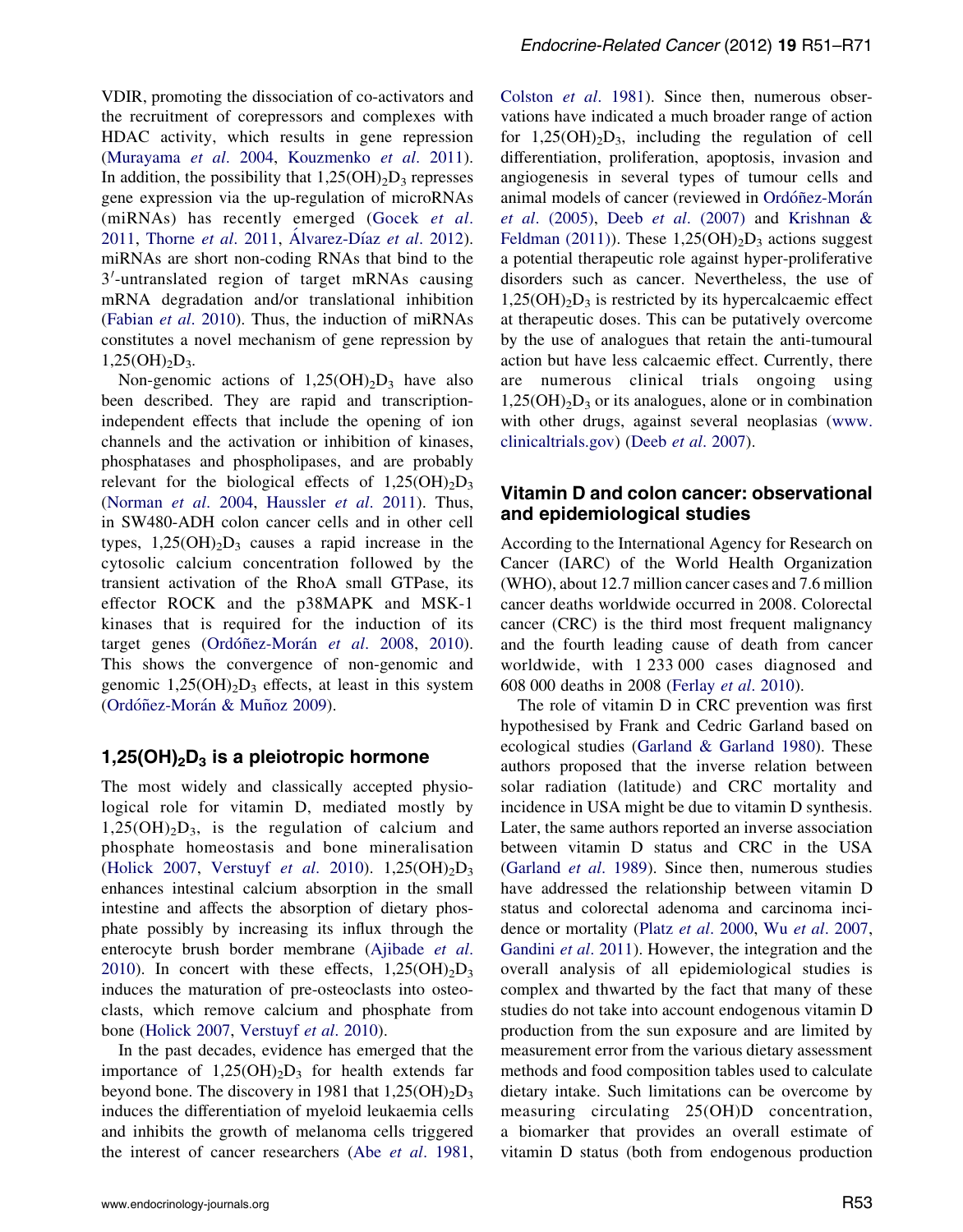VDIR, promoting the dissociation of co-activators and the recruitment of corepressors and complexes with HDAC activity, which results in gene repression (Murayama *et al*. 2004, Kouzmenko *et al*. 2011). In addition, the possibility that $1,25(OH)_2D_3$ represses gene expression via the up-regulation of microRNAs (miRNAs) has recently emerged (Gocek *et al*. 2011, Thorne *et al*. 2011, Álvarez-Díaz *et al*. 2012). miRNAs are short non-coding RNAs that bind to the 3′-untranslated region of target mRNAs causing mRNA degradation and/or translational inhibition (Fabian *et al*. 2010). Thus, the induction of miRNAs constitutes a novel mechanism of gene repression by $1,25(OH)_2D_3$.

Non-genomic actions of $1,25(OH)_2D_3$ have also been described. They are rapid and transcription-independent effects that include the opening of ion channels and the activation or inhibition of kinases, phosphatases and phospholipases, and are probably relevant for the biological effects of $1,25(OH)_2D_3$ (Norman *et al*. 2004, Haussler *et al*. 2011). Thus, in SW480-ADH colon cancer cells and in other cell types, $1,25(OH)_2D_3$ causes a rapid increase in the cytosolic calcium concentration followed by the transient activation of the RhoA small GTPase, its effector ROCK and the p38MAPK and MSK-1 kinases that is required for the induction of its target genes (Ordóñez-Morán *et al*. 2008, 2010). This shows the convergence of non-genomic and genomic $1,25(OH)_2D_3$ effects, at least in this system (Ordóñez-Morán & Muñoz 2009).

## $1,25(OH)_2D_3$ is a pleiotropic hormone

The most widely and classically accepted physiological role for vitamin D, mediated mostly by $1,25(OH)_2D_3$, is the regulation of calcium and phosphate homeostasis and bone mineralisation (Holick 2007, Verstuyf *et al*. 2010). $1,25(OH)_2D_3$ enhances intestinal calcium absorption in the small intestine and affects the absorption of dietary phosphate possibly by increasing its influx through the enterocyte brush border membrane (Ajibade *et al*. 2010). In concert with these effects, $1,25(OH)_2D_3$ induces the maturation of pre-osteoclasts into osteoclasts, which remove calcium and phosphate from bone (Holick 2007, Verstuyf *et al*. 2010).

In the past decades, evidence has emerged that the importance of $1,25(OH)_2D_3$ for health extends far beyond bone. The discovery in 1981 that $1,25(OH)_2D_3$ induces the differentiation of myeloid leukaemia cells and inhibits the growth of melanoma cells triggered the interest of cancer researchers (Abe *et al*. 1981, Colston *et al*. 1981). Since then, numerous observations have indicated a much broader range of action for $1,25(OH)_2D_3$, including the regulation of cell differentiation, proliferation, apoptosis, invasion and angiogenesis in several types of tumour cells and animal models of cancer (reviewed in Ordóñez-Morán *et al*. (2005), Deeb *et al*. (2007) and Krishnan & Feldman (2011)). These $1,25(OH)_2D_3$ actions suggest a potential therapeutic role against hyper-proliferative disorders such as cancer. Nevertheless, the use of $1,25(OH)_2D_3$ is restricted by its hypercalcaemic effect at therapeutic doses. This can be putatively overcome by the use of analogues that retain the anti-tumoural action but have less calcaemic effect. Currently, there are numerous clinical trials ongoing using $1,25(OH)_2D_3$ or its analogues, alone or in combination with other drugs, against several neoplasias (www.clinicaltrials.gov) (Deeb *et al*. 2007).

## Vitamin D and colon cancer: observational and epidemiological studies

According to the International Agency for Research on Cancer (IARC) of the World Health Organization (WHO), about 12.7 million cancer cases and 7.6 million cancer deaths worldwide occurred in 2008. Colorectal cancer (CRC) is the third most frequent malignancy and the fourth leading cause of death from cancer worldwide, with 1 233 000 cases diagnosed and 608 000 deaths in 2008 (Ferlay *et al*. 2010).

The role of vitamin D in CRC prevention was first hypothesised by Frank and Cedric Garland based on ecological studies (Garland & Garland 1980). These authors proposed that the inverse relation between solar radiation (latitude) and CRC mortality and incidence in USA might be due to vitamin D synthesis. Later, the same authors reported an inverse association between vitamin D status and CRC in the USA (Garland *et al*. 1989). Since then, numerous studies have addressed the relationship between vitamin D status and colorectal adenoma and carcinoma incidence or mortality (Platz *et al*. 2000, Wu *et al*. 2007, Gandini *et al*. 2011). However, the integration and the overall analysis of all epidemiological studies is complex and thwarted by the fact that many of these studies do not take into account endogenous vitamin D production from the sun exposure and are limited by measurement error from the various dietary assessment methods and food composition tables used to calculate dietary intake. Such limitations can be overcome by measuring circulating 25(OH)D concentration, a biomarker that provides an overall estimate of vitamin D status (both from endogenous production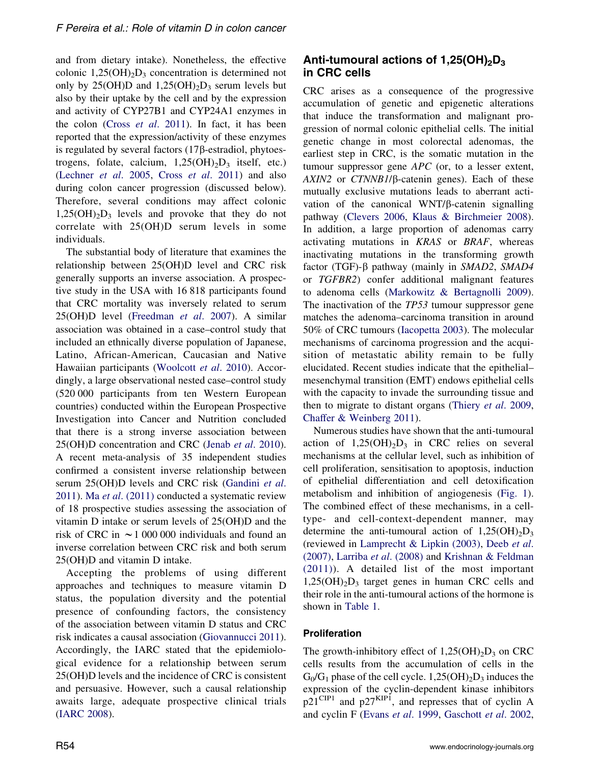and from dietary intake). Nonetheless, the effective colonic $1,25(OH)_2D_3$ concentration is determined not only by 25(OH)D and $1,25(OH)_2D_3$ serum levels but also by their uptake by the cell and by the expression and activity of CYP27B1 and CYP24A1 enzymes in the colon (Cross *et al*. 2011). In fact, it has been reported that the expression/activity of these enzymes is regulated by several factors (17β-estradiol, phytoestrogens, folate, calcium, $1,25(OH)_2D_3$ itself, etc.) (Lechner *et al*. 2005, Cross *et al*. 2011) and also during colon cancer progression (discussed below). Therefore, several conditions may affect colonic $1,25(OH)_2D_3$ levels and provoke that they do not correlate with 25(OH)D serum levels in some individuals.

The substantial body of literature that examines the relationship between 25(OH)D level and CRC risk generally supports an inverse association. A prospective study in the USA with 16 818 participants found that CRC mortality was inversely related to serum 25(OH)D level (Freedman *et al*. 2007). A similar association was obtained in a case–control study that included an ethnically diverse population of Japanese, Latino, African-American, Caucasian and Native Hawaiian participants (Woolcott *et al*. 2010). Accordingly, a large observational nested case–control study (520 000 participants from ten Western European countries) conducted within the European Prospective Investigation into Cancer and Nutrition concluded that there is a strong inverse association between 25(OH)D concentration and CRC (Jenab *et al*. 2010). A recent meta-analysis of 35 independent studies confirmed a consistent inverse relationship between serum 25(OH)D levels and CRC risk (Gandini *et al*. 2011). Ma *et al*. (2011) conducted a systematic review of 18 prospective studies assessing the association of vitamin D intake or serum levels of 25(OH)D and the risk of CRC in ~1 000 000 individuals and found an inverse correlation between CRC risk and both serum 25(OH)D and vitamin D intake.

Accepting the problems of using different approaches and techniques to measure vitamin D status, the population diversity and the potential presence of confounding factors, the consistency of the association between vitamin D status and CRC risk indicates a causal association (Giovannucci 2011). Accordingly, the IARC stated that the epidemiological evidence for a relationship between serum 25(OH)D levels and the incidence of CRC is consistent and persuasive. However, such a causal relationship awaits large, adequate prospective clinical trials (IARC 2008).

## Anti-tumoural actions of $1,25(OH)_2D_3$ in CRC cells

CRC arises as a consequence of the progressive accumulation of genetic and epigenetic alterations that induce the transformation and malignant progression of normal colonic epithelial cells. The initial genetic change in most colorectal adenomas, the earliest step in CRC, is the somatic mutation in the tumour suppressor gene *APC* (or, to a lesser extent, *AXIN2* or *CTNNB1*/β-catenin genes). Each of these mutually exclusive mutations leads to aberrant activation of the canonical WNT/β-catenin signalling pathway (Clevers 2006, Klaus & Birchmeier 2008). In addition, a large proportion of adenomas carry activating mutations in *KRAS* or *BRAF*, whereas inactivating mutations in the transforming growth factor (TGF)-β pathway (mainly in *SMAD2*, *SMAD4* or *TGFBR2*) confer additional malignant features to adenoma cells (Markowitz & Bertagnolli 2009). The inactivation of the *TP53* tumour suppressor gene matches the adenoma–carcinoma transition in around 50% of CRC tumours (Iacopetta 2003). The molecular mechanisms of carcinoma progression and the acquisition of metastatic ability remain to be fully elucidated. Recent studies indicate that the epithelial–mesenchymal transition (EMT) endows epithelial cells with the capacity to invade the surrounding tissue and then to migrate to distant organs (Thiery *et al*. 2009, Chaffer & Weinberg 2011).

Numerous studies have shown that the anti-tumoural action of $1,25(OH)_2D_3$ in CRC relies on several mechanisms at the cellular level, such as inhibition of cell proliferation, sensitisation to apoptosis, induction of epithelial differentiation and cell detoxification metabolism and inhibition of angiogenesis (Fig. 1). The combined effect of these mechanisms, in a cell-type- and cell-context-dependent manner, may determine the anti-tumoural action of $1,25(OH)_2D_3$ (reviewed in Lamprecht & Lipkin (2003), Deeb *et al*. (2007), Larriba *et al*. (2008) and Krishnan & Feldman (2011)). A detailed list of the most important $1,25(OH)_2D_3$ target genes in human CRC cells and their role in the anti-tumoural actions of the hormone is shown in Table 1.

### Proliferation

The growth-inhibitory effect of $1,25(OH)_2D_3$ on CRC cells results from the accumulation of cells in the $G_0/G_1$ phase of the cell cycle. $1,25(OH)_2D_3$ induces the expression of the cyclin-dependent kinase inhibitors $p21^{CIP1}$ and $p27^{KIP1}$, and represses that of cyclin A and cyclin F (Evans *et al*. 1999, Gaschott *et al*. 2002,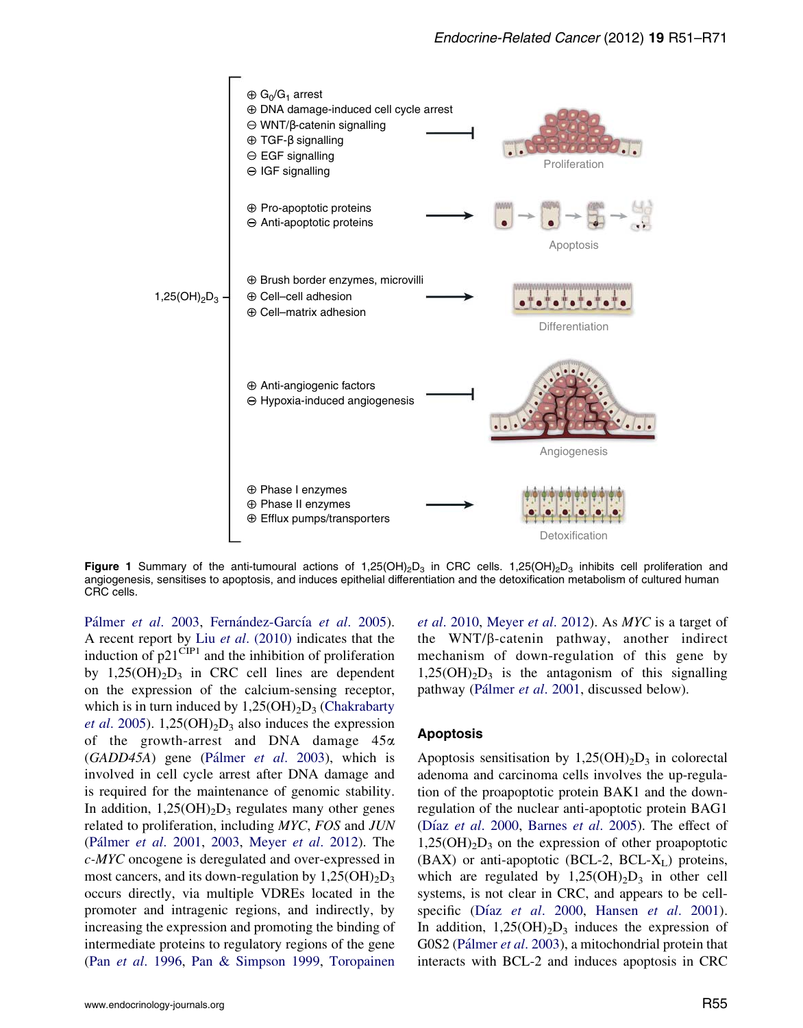**Figure 1** Summary of the anti-tumoural actions of $1,25(OH)_2D_3$ in CRC cells. $1,25(OH)_2D_3$ inhibits cell proliferation and angiogenesis, sensitises to apoptosis, and induces epithelial differentiation and the detoxification metabolism of cultured human CRC cells.

Pálmer *et al.* 2003, Fernández-García *et al.* 2005). A recent report by Liu *et al.* (2010) indicates that the induction of p21[CIP1] and the inhibition of proliferation by $1,25(OH)_2D_3$ in CRC cell lines are dependent on the expression of the calcium-sensing receptor, which is in turn induced by $1,25(OH)_2D_3$ (Chakrabarty *et al.* 2005). $1,25(OH)_2D_3$ also induces the expression of the growth-arrest and DNA damage 45α (*GADD45A*) gene (Pálmer *et al.* 2003), which is involved in cell cycle arrest after DNA damage and is required for the maintenance of genomic stability. In addition, $1,25(OH)_2D_3$ regulates many other genes related to proliferation, including *MYC*, *FOS* and *JUN* (Pálmer *et al.* 2001, 2003, Meyer *et al.* 2012). The *c-MYC* oncogene is deregulated and over-expressed in most cancers, and its down-regulation by $1,25(OH)_2D_3$ occurs directly, via multiple VDREs located in the promoter and intragenic regions, and indirectly, by increasing the expression and promoting the binding of intermediate proteins to regulatory regions of the gene (Pan *et al.* 1996, Pan & Simpson 1999, Toropainen *et al.* 2010, Meyer *et al.* 2012). As *MYC* is a target of the WNT/β-catenin pathway, another indirect mechanism of down-regulation of this gene by $1,25(OH)_2D_3$ is the antagonism of this signalling pathway (Pálmer *et al.* 2001, discussed below).

## Apoptosis

Apoptosis sensitisation by $1,25(OH)_2D_3$ in colorectal adenoma and carcinoma cells involves the up-regulation of the proapoptotic protein BAK1 and the down-regulation of the nuclear anti-apoptotic protein BAG1 (Díaz *et al.* 2000, Barnes *et al.* 2005). The effect of $1,25(OH)_2D_3$ on the expression of other proapoptotic (BAX) or anti-apoptotic (BCL-2, BCL-$X_L$) proteins, which are regulated by $1,25(OH)_2D_3$ in other cell systems, is not clear in CRC, and appears to be cell-specific (Díaz *et al.* 2000, Hansen *et al.* 2001). In addition, $1,25(OH)_2D_3$ induces the expression of G0S2 (Pálmer *et al.* 2003), a mitochondrial protein that interacts with BCL-2 and induces apoptosis in CRC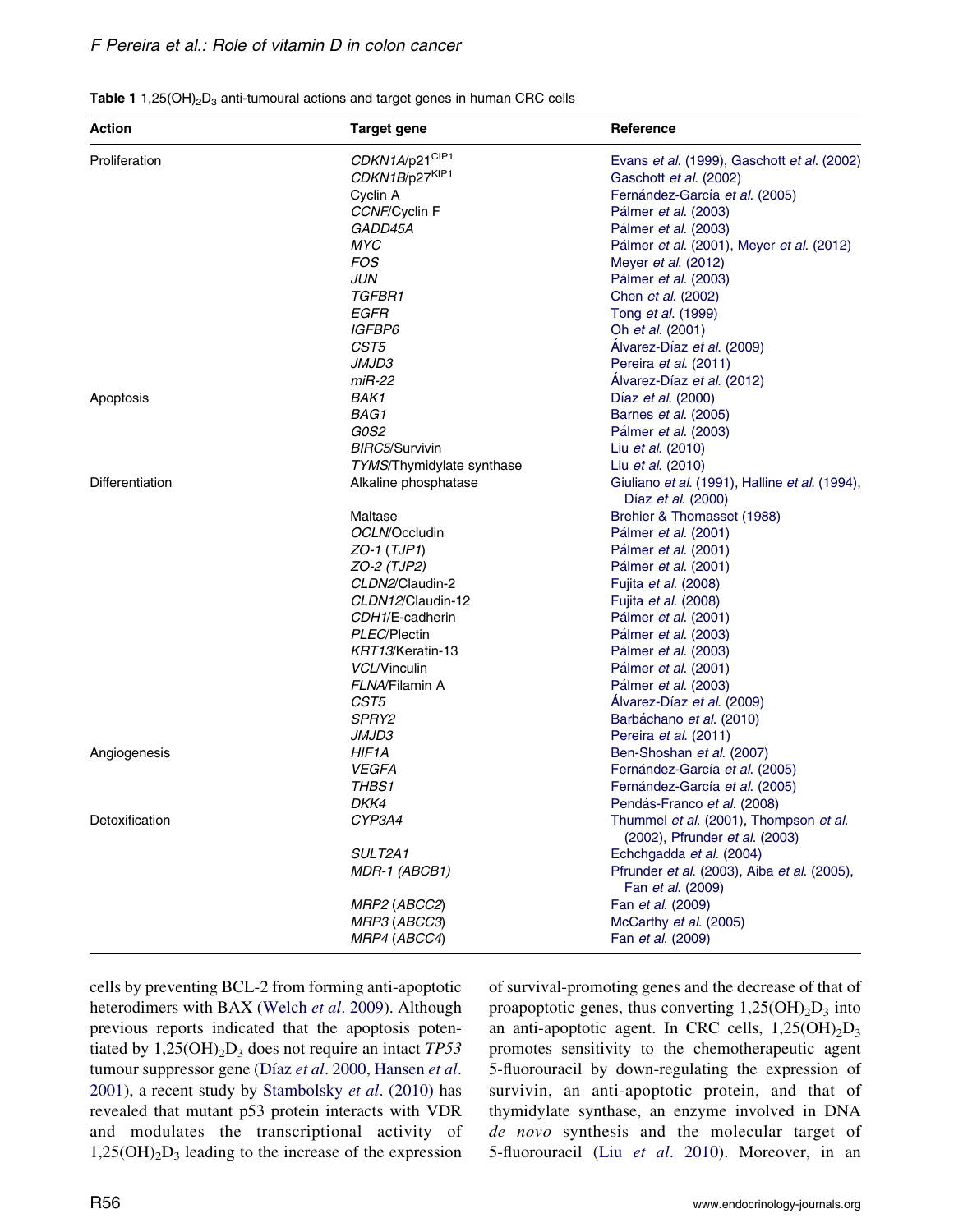**Table 1** $1,25(OH)_2D_3$ anti-tumoural actions and target genes in human CRC cells

| Action | Target gene | Reference |
|---|---|---|
| Proliferation | *CDKN1A*/p21[CIP1] | Evans *et al.* (1999), Gaschott *et al.* (2002) |
| | *CDKN1B*/p27[KIP1] | Gaschott *et al.* (2002) |
| | Cyclin A | Fernández-García *et al.* (2005) |
| | *CCNF*/Cyclin F | Pálmer *et al.* (2003) |
| | *GADD45A* | Pálmer *et al.* (2003) |
| | *MYC* | Pálmer *et al.* (2001), Meyer *et al.* (2012) |
| | *FOS* | Meyer *et al.* (2012) |
| | *JUN* | Pálmer *et al.* (2003) |
| | *TGFBR1* | Chen *et al.* (2002) |
| | *EGFR* | Tong *et al.* (1999) |
| | *IGFBP6* | Oh *et al.* (2001) |
| | *CST5* | Álvarez-Díaz *et al.* (2009) |
| | *JMJD3* | Pereira *et al.* (2011) |
| | *miR-22* | Álvarez-Díaz *et al.* (2012) |
| Apoptosis | *BAK1* | Díaz *et al.* (2000) |
| | *BAG1* | Barnes *et al.* (2005) |
| | *G0S2* | Pálmer *et al.* (2003) |
| | *BIRC5*/Survivin | Liu *et al.* (2010) |
| | *TYMS*/Thymidylate synthase | Liu *et al.* (2010) |
| Differentiation | Alkaline phosphatase | Giuliano *et al.* (1991), Halline *et al.* (1994), Díaz *et al.* (2000) |
| | Maltase | Brehier & Thomasset (1988) |
| | *OCLN*/Occludin | Pálmer *et al.* (2001) |
| | *ZO-1* (*TJP1*) | Pálmer *et al.* (2001) |
| | *ZO-2* (*TJP2*) | Pálmer *et al.* (2001) |
| | *CLDN2*/Claudin-2 | Fujita *et al.* (2008) |
| | *CLDN12*/Claudin-12 | Fujita *et al.* (2008) |
| | *CDH1*/E-cadherin | Pálmer *et al.* (2001) |
| | *PLEC*/Plectin | Pálmer *et al.* (2003) |
| | *KRT13*/Keratin-13 | Pálmer *et al.* (2003) |
| | *VCL*/Vinculin | Pálmer *et al.* (2001) |
| | *FLNA*/Filamin A | Pálmer *et al.* (2003) |
| | *CST5* | Álvarez-Díaz *et al.* (2009) |
| | *SPRY2* | Barbáchano *et al.* (2010) |
| | *JMJD3* | Pereira *et al.* (2011) |
| Angiogenesis | *HIF1A* | Ben-Shoshan *et al.* (2007) |
| | *VEGFA* | Fernández-García *et al.* (2005) |
| | *THBS1* | Fernández-García *et al.* (2005) |
| | *DKK4* | Pendás-Franco *et al.* (2008) |
| Detoxification | *CYP3A4* | Thummel *et al.* (2001), Thompson *et al.* (2002), Pfrunder *et al.* (2003) |
| | *SULT2A1* | Echchgadda *et al.* (2004) |
| | *MDR-1* (*ABCB1*) | Pfrunder *et al.* (2003), Aiba *et al.* (2005), Fan *et al.* (2009) |
| | *MRP2* (*ABCC2*) | Fan *et al.* (2009) |
| | *MRP3* (*ABCC3*) | McCarthy *et al.* (2005) |
| | *MRP4* (*ABCC4*) | Fan *et al.* (2009) |

cells by preventing BCL-2 from forming anti-apoptotic heterodimers with BAX (Welch *et al*. 2009). Although previous reports indicated that the apoptosis potentiated by $1,25(OH)_2D_3$ does not require an intact *TP53* tumour suppressor gene (Díaz *et al*. 2000, Hansen *et al*. 2001), a recent study by Stambolsky *et al*. (2010) has revealed that mutant p53 protein interacts with VDR and modulates the transcriptional activity of $1,25(OH)_2D_3$ leading to the increase of the expression of survival-promoting genes and the decrease of that of proapoptotic genes, thus converting $1,25(OH)_2D_3$ into an anti-apoptotic agent. In CRC cells, $1,25(OH)_2D_3$ promotes sensitivity to the chemotherapeutic agent 5-fluorouracil by down-regulating the expression of survivin, an anti-apoptotic protein, and that of thymidylate synthase, an enzyme involved in DNA *de novo* synthesis and the molecular target of 5-fluorouracil (Liu *et al*. 2010). Moreover, in an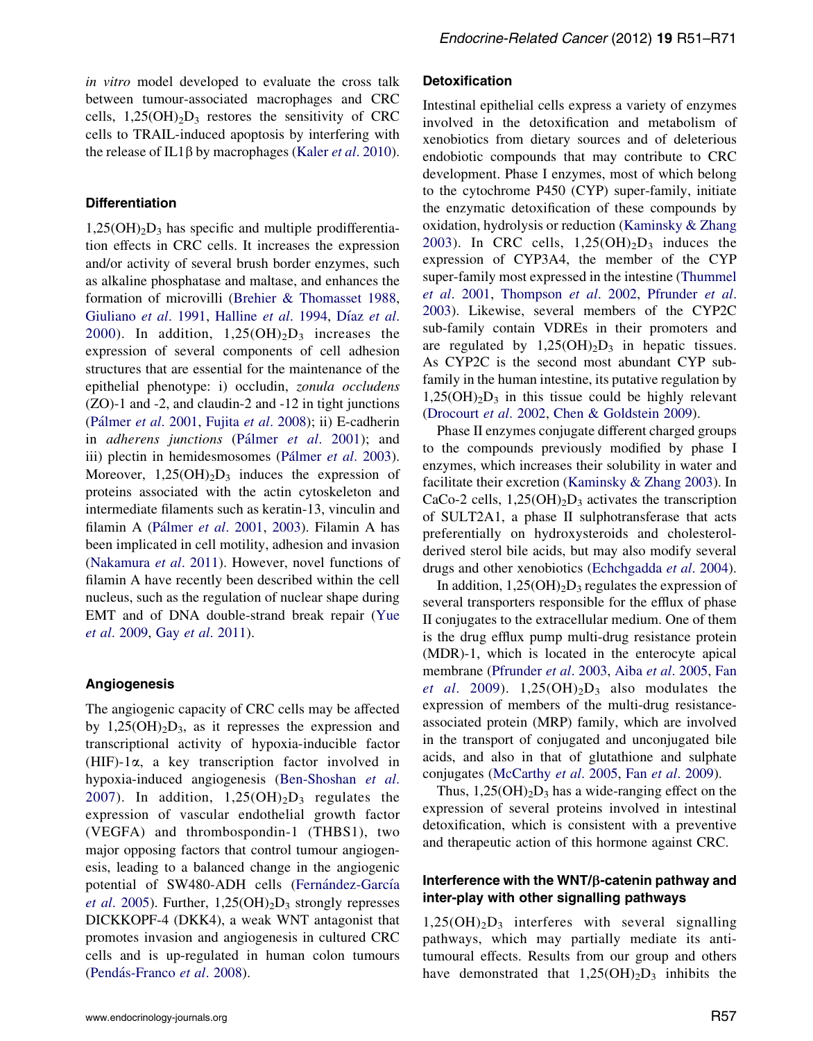*in vitro* model developed to evaluate the cross talk between tumour-associated macrophages and CRC cells, $1,25(OH)_2D_3$ restores the sensitivity of CRC cells to TRAIL-induced apoptosis by interfering with the release of IL1β by macrophages (Kaler *et al*. 2010).

### Differentiation

$1,25(OH)_2D_3$ has specific and multiple prodifferentiation effects in CRC cells. It increases the expression and/or activity of several brush border enzymes, such as alkaline phosphatase and maltase, and enhances the formation of microvilli (Brehier & Thomasset 1988, Giuliano *et al*. 1991, Halline *et al*. 1994, Díaz *et al*. 2000). In addition, $1,25(OH)_2D_3$ increases the expression of several components of cell adhesion structures that are essential for the maintenance of the epithelial phenotype: i) occludin, *zonula occludens* (ZO)-1 and -2, and claudin-2 and -12 in tight junctions (Pálmer *et al*. 2001, Fujita *et al*. 2008); ii) E-cadherin in *adherens junctions* (Pálmer *et al*. 2001); and iii) plectin in hemidesmosomes (Pálmer *et al*. 2003). Moreover, $1,25(OH)_2D_3$ induces the expression of proteins associated with the actin cytoskeleton and intermediate filaments such as keratin-13, vinculin and filamin A (Pálmer *et al*. 2001, 2003). Filamin A has been implicated in cell motility, adhesion and invasion (Nakamura *et al*. 2011). However, novel functions of filamin A have recently been described within the cell nucleus, such as the regulation of nuclear shape during EMT and of DNA double-strand break repair (Yue *et al*. 2009, Gay *et al*. 2011).

### Angiogenesis

The angiogenic capacity of CRC cells may be affected by $1,25(OH)_2D_3$, as it represses the expression and transcriptional activity of hypoxia-inducible factor (HIF)-1α, a key transcription factor involved in hypoxia-induced angiogenesis (Ben-Shoshan *et al*. 2007). In addition, $1,25(OH)_2D_3$ regulates the expression of vascular endothelial growth factor (VEGFA) and thrombospondin-1 (THBS1), two major opposing factors that control tumour angiogenesis, leading to a balanced change in the angiogenic potential of SW480-ADH cells (Fernández-García *et al*. 2005). Further, $1,25(OH)_2D_3$ strongly represses DICKKOPF-4 (DKK4), a weak WNT antagonist that promotes invasion and angiogenesis in cultured CRC cells and is up-regulated in human colon tumours (Pendás-Franco *et al*. 2008).

### Detoxification

Intestinal epithelial cells express a variety of enzymes involved in the detoxification and metabolism of xenobiotics from dietary sources and of deleterious endobiotic compounds that may contribute to CRC development. Phase I enzymes, most of which belong to the cytochrome P450 (CYP) super-family, initiate the enzymatic detoxification of these compounds by oxidation, hydrolysis or reduction (Kaminsky & Zhang 2003). In CRC cells, $1,25(OH)_2D_3$ induces the expression of CYP3A4, the member of the CYP super-family most expressed in the intestine (Thummel *et al*. 2001, Thompson *et al*. 2002, Pfrunder *et al*. 2003). Likewise, several members of the CYP2C sub-family contain VDREs in their promoters and are regulated by $1,25(OH)_2D_3$ in hepatic tissues. As CYP2C is the second most abundant CYP sub-family in the human intestine, its putative regulation by $1,25(OH)_2D_3$ in this tissue could be highly relevant (Drocourt *et al*. 2002, Chen & Goldstein 2009).

Phase II enzymes conjugate different charged groups to the compounds previously modified by phase I enzymes, which increases their solubility in water and facilitate their excretion (Kaminsky & Zhang 2003). In CaCo-2 cells, $1,25(OH)_2D_3$ activates the transcription of SULT2A1, a phase II sulphotransferase that acts preferentially on hydroxysteroids and cholesterol-derived sterol bile acids, but may also modify several drugs and other xenobiotics (Echchgadda *et al*. 2004).

In addition, $1,25(OH)_2D_3$ regulates the expression of several transporters responsible for the efflux of phase II conjugates to the extracellular medium. One of them is the drug efflux pump multi-drug resistance protein (MDR)-1, which is located in the enterocyte apical membrane (Pfrunder *et al*. 2003, Aiba *et al*. 2005, Fan *et al*. 2009). $1,25(OH)_2D_3$ also modulates the expression of members of the multi-drug resistance-associated protein (MRP) family, which are involved in the transport of conjugated and unconjugated bile acids, and also in that of glutathione and sulphate conjugates (McCarthy *et al*. 2005, Fan *et al*. 2009).

Thus, $1,25(OH)_2D_3$ has a wide-ranging effect on the expression of several proteins involved in intestinal detoxification, which is consistent with a preventive and therapeutic action of this hormone against CRC.

### Interference with the WNT/β-catenin pathway and inter-play with other signalling pathways

$1,25(OH)_2D_3$ interferes with several signalling pathways, which may partially mediate its anti-tumoural effects. Results from our group and others have demonstrated that $1,25(OH)_2D_3$ inhibits the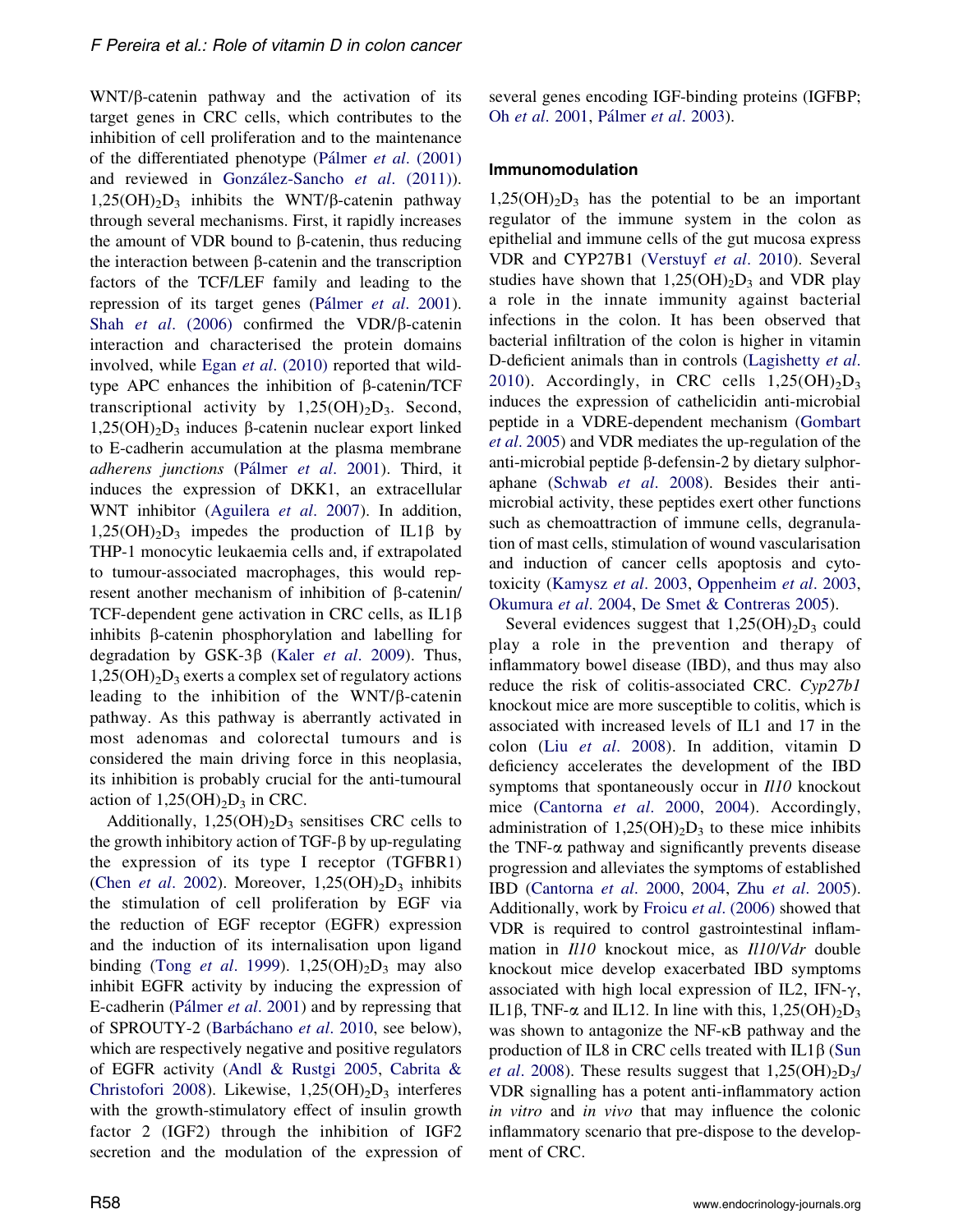WNT/β-catenin pathway and the activation of its target genes in CRC cells, which contributes to the inhibition of cell proliferation and to the maintenance of the differentiated phenotype (Pálmer *et al*. (2001) and reviewed in González-Sancho *et al*. (2011)). $1,25(OH)_2D_3$ inhibits the WNT/β-catenin pathway through several mechanisms. First, it rapidly increases the amount of VDR bound to β-catenin, thus reducing the interaction between β-catenin and the transcription factors of the TCF/LEF family and leading to the repression of its target genes (Pálmer *et al*. 2001). Shah *et al*. (2006) confirmed the VDR/β-catenin interaction and characterised the protein domains involved, while Egan *et al*. (2010) reported that wild-type APC enhances the inhibition of β-catenin/TCF transcriptional activity by $1,25(OH)_2D_3$. Second, $1,25(OH)_2D_3$ induces β-catenin nuclear export linked to E-cadherin accumulation at the plasma membrane *adherens junctions* (Pálmer *et al*. 2001). Third, it induces the expression of DKK1, an extracellular WNT inhibitor (Aguilera *et al*. 2007). In addition, $1,25(OH)_2D_3$ impedes the production of IL1β by THP-1 monocytic leukaemia cells and, if extrapolated to tumour-associated macrophages, this would represent another mechanism of inhibition of β-catenin/TCF-dependent gene activation in CRC cells, as IL1β inhibits β-catenin phosphorylation and labelling for degradation by GSK-3β (Kaler *et al*. 2009). Thus, $1,25(OH)_2D_3$ exerts a complex set of regulatory actions leading to the inhibition of the WNT/β-catenin pathway. As this pathway is aberrantly activated in most adenomas and colorectal tumours and is considered the main driving force in this neoplasia, its inhibition is probably crucial for the anti-tumoural action of $1,25(OH)_2D_3$ in CRC.

Additionally, $1,25(OH)_2D_3$ sensitises CRC cells to the growth inhibitory action of TGF-β by up-regulating the expression of its type I receptor (TGFBR1) (Chen *et al*. 2002). Moreover, $1,25(OH)_2D_3$ inhibits the stimulation of cell proliferation by EGF via the reduction of EGF receptor (EGFR) expression and the induction of its internalisation upon ligand binding (Tong *et al*. 1999). $1,25(OH)_2D_3$ may also inhibit EGFR activity by inducing the expression of E-cadherin (Pálmer *et al*. 2001) and by repressing that of SPROUTY-2 (Barbáchano *et al*. 2010, see below), which are respectively negative and positive regulators of EGFR activity (Andl & Rustgi 2005, Cabrita & Christofori 2008). Likewise, $1,25(OH)_2D_3$ interferes with the growth-stimulatory effect of insulin growth factor 2 (IGF2) through the inhibition of IGF2 secretion and the modulation of the expression of several genes encoding IGF-binding proteins (IGFBP; Oh *et al*. 2001, Pálmer *et al*. 2003).

### Immunomodulation

$1,25(OH)_2D_3$ has the potential to be an important regulator of the immune system in the colon as epithelial and immune cells of the gut mucosa express VDR and CYP27B1 (Verstuyf *et al*. 2010). Several studies have shown that $1,25(OH)_2D_3$ and VDR play a role in the innate immunity against bacterial infections in the colon. It has been observed that bacterial infiltration of the colon is higher in vitamin D-deficient animals than in controls (Lagishetty *et al*. 2010). Accordingly, in CRC cells $1,25(OH)_2D_3$ induces the expression of cathelicidin anti-microbial peptide in a VDRE-dependent mechanism (Gombart *et al*. 2005) and VDR mediates the up-regulation of the anti-microbial peptide β-defensin-2 by dietary sulphoraphane (Schwab *et al*. 2008). Besides their anti-microbial activity, these peptides exert other functions such as chemoattraction of immune cells, degranulation of mast cells, stimulation of wound vascularisation and induction of cancer cells apoptosis and cytotoxicity (Kamysz *et al*. 2003, Oppenheim *et al*. 2003, Okumura *et al*. 2004, De Smet & Contreras 2005).

Several evidences suggest that $1,25(OH)_2D_3$ could play a role in the prevention and therapy of inflammatory bowel disease (IBD), and thus may also reduce the risk of colitis-associated CRC. *Cyp27b1* knockout mice are more susceptible to colitis, which is associated with increased levels of IL1 and 17 in the colon (Liu *et al*. 2008). In addition, vitamin D deficiency accelerates the development of the IBD symptoms that spontaneously occur in *Il10* knockout mice (Cantorna *et al*. 2000, 2004). Accordingly, administration of $1,25(OH)_2D_3$ to these mice inhibits the TNF-α pathway and significantly prevents disease progression and alleviates the symptoms of established IBD (Cantorna *et al*. 2000, 2004, Zhu *et al*. 2005). Additionally, work by Froicu *et al*. (2006) showed that VDR is required to control gastrointestinal inflammation in *Il10* knockout mice, as *Il10*/*Vdr* double knockout mice develop exacerbated IBD symptoms associated with high local expression of IL2, IFN-γ, IL1β, TNF-α and IL12. In line with this, $1,25(OH)_2D_3$ was shown to antagonize the NF-κB pathway and the production of IL8 in CRC cells treated with IL1β (Sun *et al*. 2008). These results suggest that $1,25(OH)_2D_3$/VDR signalling has a potent anti-inflammatory action *in vitro* and *in vivo* that may influence the colonic inflammatory scenario that pre-dispose to the development of CRC.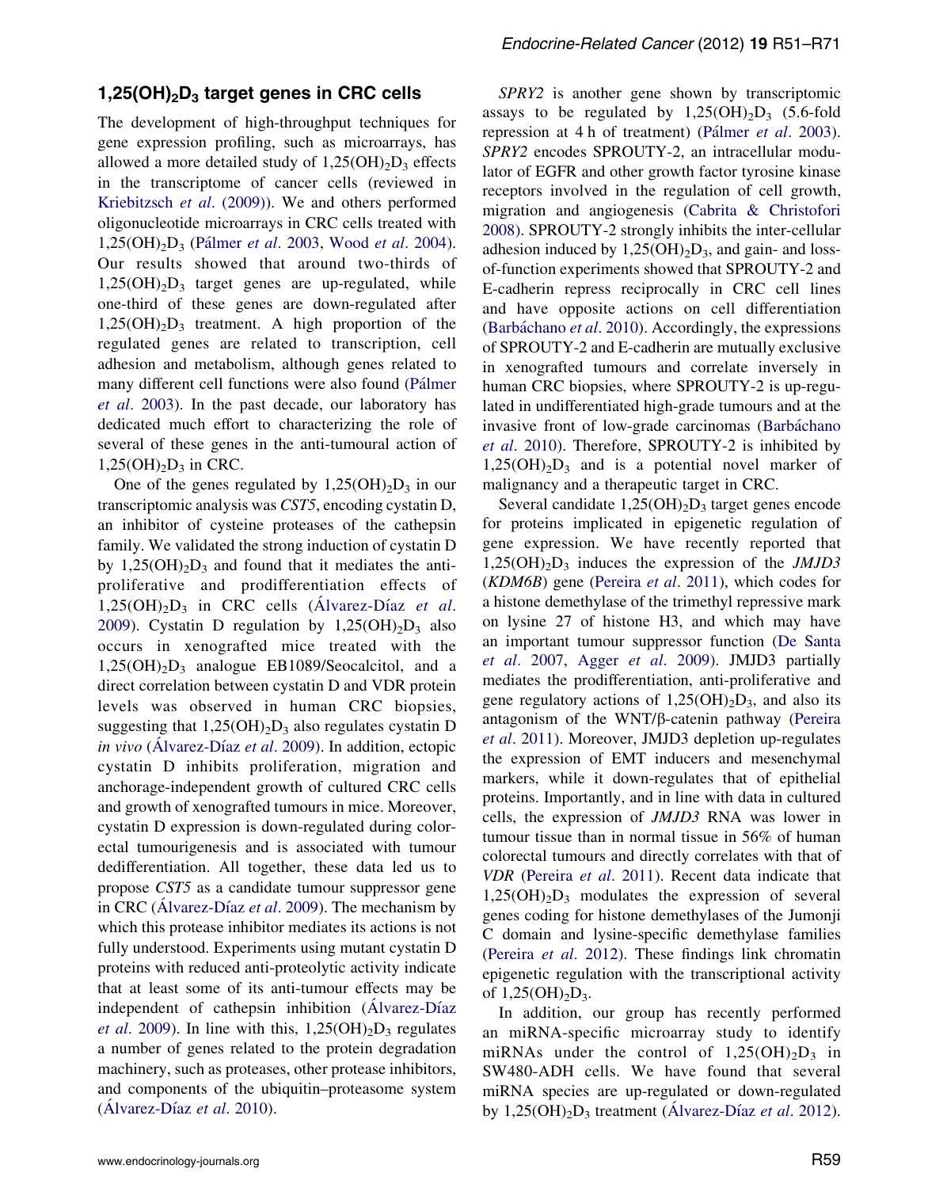## $1,25(OH)_2D_3$ target genes in CRC cells

The development of high-throughput techniques for gene expression profiling, such as microarrays, has allowed a more detailed study of $1,25(OH)_2D_3$ effects in the transcriptome of cancer cells (reviewed in Kriebitzsch *et al*. (2009)). We and others performed oligonucleotide microarrays in CRC cells treated with $1,25(OH)_2D_3$ (Pálmer *et al*. 2003, Wood *et al*. 2004). Our results showed that around two-thirds of $1,25(OH)_2D_3$ target genes are up-regulated, while one-third of these genes are down-regulated after $1,25(OH)_2D_3$ treatment. A high proportion of the regulated genes are related to transcription, cell adhesion and metabolism, although genes related to many different cell functions were also found (Pálmer *et al*. 2003). In the past decade, our laboratory has dedicated much effort to characterizing the role of several of these genes in the anti-tumoural action of $1,25(OH)_2D_3$ in CRC.

One of the genes regulated by $1,25(OH)_2D_3$ in our transcriptomic analysis was *CST5*, encoding cystatin D, an inhibitor of cysteine proteases of the cathepsin family. We validated the strong induction of cystatin D by $1,25(OH)_2D_3$ and found that it mediates the anti-proliferative and prodifferentiation effects of $1,25(OH)_2D_3$ in CRC cells (Álvarez-Díaz *et al*. 2009). Cystatin D regulation by $1,25(OH)_2D_3$ also occurs in xenografted mice treated with the $1,25(OH)_2D_3$ analogue EB1089/Seocalcitol, and a direct correlation between cystatin D and VDR protein levels was observed in human CRC biopsies, suggesting that $1,25(OH)_2D_3$ also regulates cystatin D *in vivo* (Álvarez-Díaz *et al*. 2009). In addition, ectopic cystatin D inhibits proliferation, migration and anchorage-independent growth of cultured CRC cells and growth of xenografted tumours in mice. Moreover, cystatin D expression is down-regulated during colorectal tumourigenesis and is associated with tumour dedifferentiation. All together, these data led us to propose *CST5* as a candidate tumour suppressor gene in CRC (Álvarez-Díaz *et al*. 2009). The mechanism by which this protease inhibitor mediates its actions is not fully understood. Experiments using mutant cystatin D proteins with reduced anti-proteolytic activity indicate that at least some of its anti-tumour effects may be independent of cathepsin inhibition (Álvarez-Díaz *et al*. 2009). In line with this, $1,25(OH)_2D_3$ regulates a number of genes related to the protein degradation machinery, such as proteases, other protease inhibitors, and components of the ubiquitin–proteasome system (Álvarez-Díaz *et al*. 2010).

*SPRY2* is another gene shown by transcriptomic assays to be regulated by $1,25(OH)_2D_3$ (5.6-fold repression at 4 h of treatment) (Pálmer *et al*. 2003). *SPRY2* encodes SPROUTY-2, an intracellular modulator of EGFR and other growth factor tyrosine kinase receptors involved in the regulation of cell growth, migration and angiogenesis (Cabrita & Christofori 2008). SPROUTY-2 strongly inhibits the inter-cellular adhesion induced by $1,25(OH)_2D_3$, and gain- and loss-of-function experiments showed that SPROUTY-2 and E-cadherin repress reciprocally in CRC cell lines and have opposite actions on cell differentiation (Barbáchano *et al*. 2010). Accordingly, the expressions of SPROUTY-2 and E-cadherin are mutually exclusive in xenografted tumours and correlate inversely in human CRC biopsies, where SPROUTY-2 is up-regulated in undifferentiated high-grade tumours and at the invasive front of low-grade carcinomas (Barbáchano *et al*. 2010). Therefore, SPROUTY-2 is inhibited by $1,25(OH)_2D_3$ and is a potential novel marker of malignancy and a therapeutic target in CRC.

Several candidate $1,25(OH)_2D_3$ target genes encode for proteins implicated in epigenetic regulation of gene expression. We have recently reported that $1,25(OH)_2D_3$ induces the expression of the *JMJD3* (*KDM6B*) gene (Pereira *et al*. 2011), which codes for a histone demethylase of the trimethyl repressive mark on lysine 27 of histone H3, and which may have an important tumour suppressor function (De Santa *et al*. 2007, Agger *et al*. 2009). JMJD3 partially mediates the prodifferentiation, anti-proliferative and gene regulatory actions of $1,25(OH)_2D_3$, and also its antagonism of the WNT/β-catenin pathway (Pereira *et al*. 2011). Moreover, JMJD3 depletion up-regulates the expression of EMT inducers and mesenchymal markers, while it down-regulates that of epithelial proteins. Importantly, and in line with data in cultured cells, the expression of *JMJD3* RNA was lower in tumour tissue than in normal tissue in 56% of human colorectal tumours and directly correlates with that of *VDR* (Pereira *et al*. 2011). Recent data indicate that $1,25(OH)_2D_3$ modulates the expression of several genes coding for histone demethylases of the Jumonji C domain and lysine-specific demethylase families (Pereira *et al*. 2012). These findings link chromatin epigenetic regulation with the transcriptional activity of $1,25(OH)_2D_3$.

In addition, our group has recently performed an miRNA-specific microarray study to identify miRNAs under the control of $1,25(OH)_2D_3$ in SW480-ADH cells. We have found that several miRNA species are up-regulated or down-regulated by $1,25(OH)_2D_3$ treatment (Álvarez-Díaz *et al*. 2012).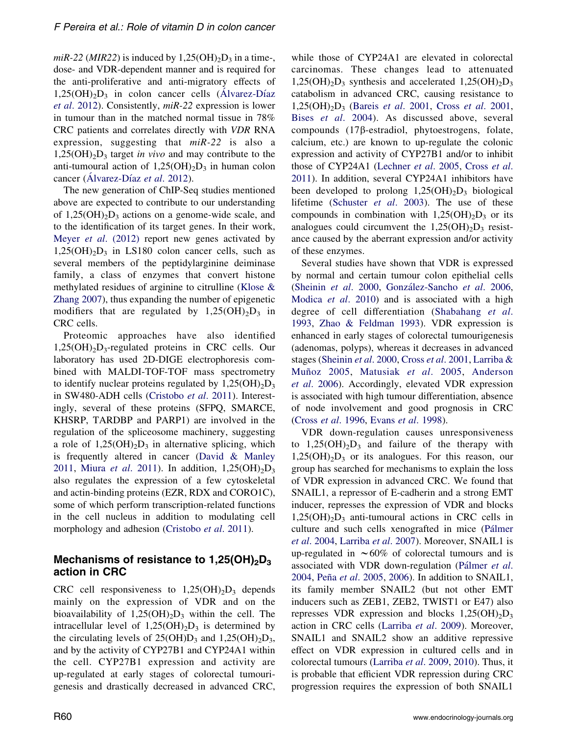*miR-22* (*MIR22*) is induced by $1,25(OH)_2D_3$ in a time-, dose- and VDR-dependent manner and is required for the anti-proliferative and anti-migratory effects of $1,25(OH)_2D_3$ in colon cancer cells (Álvarez-Díaz *et al*. 2012). Consistently, *miR-22* expression is lower in tumour than in the matched normal tissue in 78% CRC patients and correlates directly with *VDR* RNA expression, suggesting that *miR-22* is also a $1,25(OH)_2D_3$ target *in vivo* and may contribute to the anti-tumoural action of $1,25(OH)_2D_3$ in human colon cancer (Álvarez-Díaz *et al*. 2012).

The new generation of ChIP-Seq studies mentioned above are expected to contribute to our understanding of $1,25(OH)_2D_3$ actions on a genome-wide scale, and to the identification of its target genes. In their work, Meyer *et al*. (2012) report new genes activated by $1,25(OH)_2D_3$ in LS180 colon cancer cells, such as several members of the peptidylarginine deiminase family, a class of enzymes that convert histone methylated residues of arginine to citrulline (Klose & Zhang 2007), thus expanding the number of epigenetic modifiers that are regulated by $1,25(OH)_2D_3$ in CRC cells.

Proteomic approaches have also identified $1,25(OH)_2D_3$-regulated proteins in CRC cells. Our laboratory has used 2D-DIGE electrophoresis combined with MALDI-TOF-TOF mass spectrometry to identify nuclear proteins regulated by $1,25(OH)_2D_3$ in SW480-ADH cells (Cristobo *et al*. 2011). Interestingly, several of these proteins (SFPQ, SMARCE, KHSRP, TARDBP and PARP1) are involved in the regulation of the spliceosome machinery, suggesting a role of $1,25(OH)_2D_3$ in alternative splicing, which is frequently altered in cancer (David & Manley 2011, Miura *et al*. 2011). In addition, $1,25(OH)_2D_3$ also regulates the expression of a few cytoskeletal and actin-binding proteins (EZR, RDX and CORO1C), some of which perform transcription-related functions in the cell nucleus in addition to modulating cell morphology and adhesion (Cristobo *et al*. 2011).

## Mechanisms of resistance to $1,25(OH)_2D_3$ action in CRC

CRC cell responsiveness to $1,25(OH)_2D_3$ depends mainly on the expression of VDR and on the bioavailability of $1,25(OH)_2D_3$ within the cell. The intracellular level of $1,25(OH)_2D_3$ is determined by the circulating levels of $25(OH)D_3$ and $1,25(OH)_2D_3$, and by the activity of CYP27B1 and CYP24A1 within the cell. CYP27B1 expression and activity are up-regulated at early stages of colorectal tumourigenesis and drastically decreased in advanced CRC, while those of CYP24A1 are elevated in colorectal carcinomas. These changes lead to attenuated $1,25(OH)_2D_3$ synthesis and accelerated $1,25(OH)_2D_3$ catabolism in advanced CRC, causing resistance to $1,25(OH)_2D_3$ (Bareis *et al*. 2001, Cross *et al*. 2001, Bises *et al*. 2004). As discussed above, several compounds (17β-estradiol, phytoestrogens, folate, calcium, etc.) are known to up-regulate the colonic expression and activity of CYP27B1 and/or to inhibit those of CYP24A1 (Lechner *et al*. 2005, Cross *et al*. 2011). In addition, several CYP24A1 inhibitors have been developed to prolong $1,25(OH)_2D_3$ biological lifetime (Schuster *et al*. 2003). The use of these compounds in combination with $1,25(OH)_2D_3$ or its analogues could circumvent the $1,25(OH)_2D_3$ resistance caused by the aberrant expression and/or activity of these enzymes.

Several studies have shown that VDR is expressed by normal and certain tumour colon epithelial cells (Sheinin *et al*. 2000, González-Sancho *et al*. 2006, Modica *et al*. 2010) and is associated with a high degree of cell differentiation (Shabahang *et al*. 1993, Zhao & Feldman 1993). VDR expression is enhanced in early stages of colorectal tumourigenesis (adenomas, polyps), whereas it decreases in advanced stages (Sheinin *et al*. 2000, Cross *et al*. 2001, Larriba & Muñoz 2005, Matusiak *et al*. 2005, Anderson *et al*. 2006). Accordingly, elevated VDR expression is associated with high tumour differentiation, absence of node involvement and good prognosis in CRC (Cross *et al*. 1996, Evans *et al*. 1998).

VDR down-regulation causes unresponsiveness to $1,25(OH)_2D_3$ and failure of the therapy with $1,25(OH)_2D_3$ or its analogues. For this reason, our group has searched for mechanisms to explain the loss of VDR expression in advanced CRC. We found that SNAIL1, a repressor of E-cadherin and a strong EMT inducer, represses the expression of VDR and blocks $1,25(OH)_2D_3$ anti-tumoural actions in CRC cells in culture and such cells xenografted in mice (Pálmer *et al*. 2004, Larriba *et al*. 2007). Moreover, SNAIL1 is up-regulated in ~60% of colorectal tumours and is associated with VDR down-regulation (Pálmer *et al*. 2004, Peña *et al*. 2005, 2006). In addition to SNAIL1, its family member SNAIL2 (but not other EMT inducers such as ZEB1, ZEB2, TWIST1 or E47) also represses VDR expression and blocks $1,25(OH)_2D_3$ action in CRC cells (Larriba *et al*. 2009). Moreover, SNAIL1 and SNAIL2 show an additive repressive effect on VDR expression in cultured cells and in colorectal tumours (Larriba *et al*. 2009, 2010). Thus, it is probable that efficient VDR repression during CRC progression requires the expression of both SNAIL1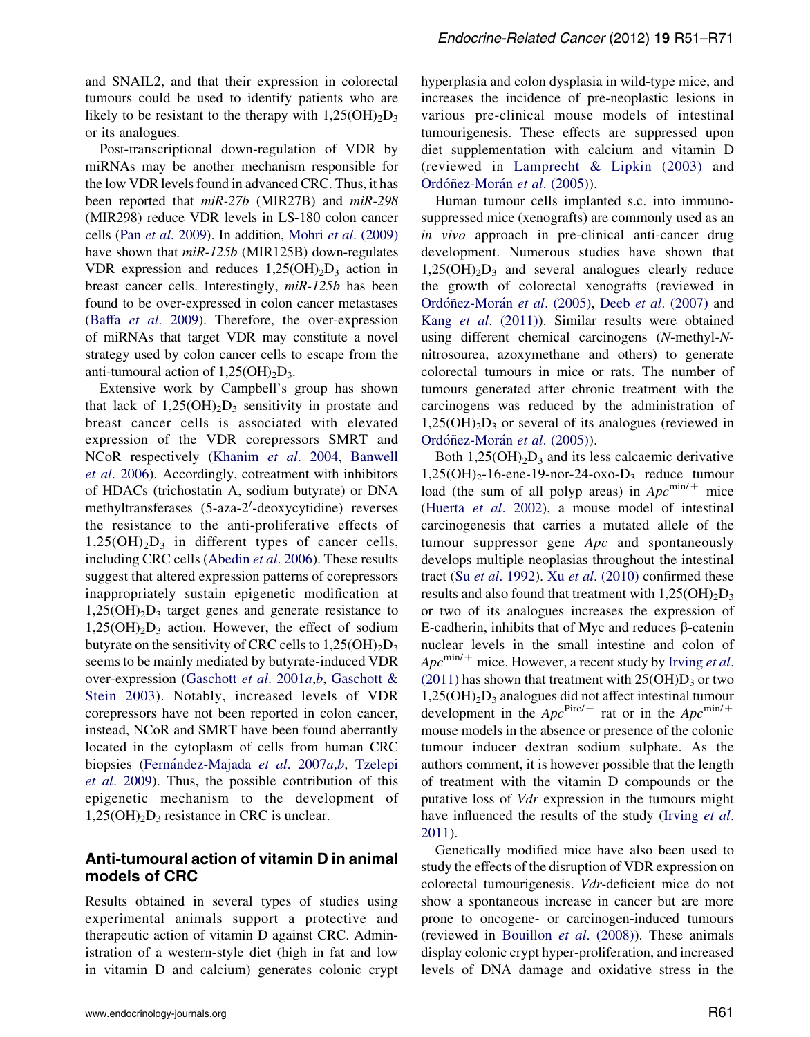and SNAIL2, and that their expression in colorectal tumours could be used to identify patients who are likely to be resistant to the therapy with $1,25(OH)_2D_3$ or its analogues.

Post-transcriptional down-regulation of VDR by miRNAs may be another mechanism responsible for the low VDR levels found in advanced CRC. Thus, it has been reported that *miR-27b* (MIR27B) and *miR-298* (MIR298) reduce VDR levels in LS-180 colon cancer cells (Pan *et al*. 2009). In addition, Mohri *et al*. (2009) have shown that *miR-125b* (MIR125B) down-regulates VDR expression and reduces $1,25(OH)_2D_3$ action in breast cancer cells. Interestingly, *miR-125b* has been found to be over-expressed in colon cancer metastases (Baffa *et al*. 2009). Therefore, the over-expression of miRNAs that target VDR may constitute a novel strategy used by colon cancer cells to escape from the anti-tumoural action of $1,25(OH)_2D_3$.

Extensive work by Campbell's group has shown that lack of $1,25(OH)_2D_3$ sensitivity in prostate and breast cancer cells is associated with elevated expression of the VDR corepressors SMRT and NCoR respectively (Khanim *et al*. 2004, Banwell *et al*. 2006). Accordingly, cotreatment with inhibitors of HDACs (trichostatin A, sodium butyrate) or DNA methyltransferases (5-aza-2′-deoxycytidine) reverses the resistance to the anti-proliferative effects of $1,25(OH)_2D_3$ in different types of cancer cells, including CRC cells (Abedin *et al*. 2006). These results suggest that altered expression patterns of corepressors inappropriately sustain epigenetic modification at $1,25(OH)_2D_3$ target genes and generate resistance to $1,25(OH)_2D_3$ action. However, the effect of sodium butyrate on the sensitivity of CRC cells to $1,25(OH)_2D_3$ seems to be mainly mediated by butyrate-induced VDR over-expression (Gaschott *et al*. 2001*a*,*b*, Gaschott & Stein 2003). Notably, increased levels of VDR corepressors have not been reported in colon cancer, instead, NCoR and SMRT have been found aberrantly located in the cytoplasm of cells from human CRC biopsies (Fernández-Majada *et al*. 2007*a*,*b*, Tzelepi *et al*. 2009). Thus, the possible contribution of this epigenetic mechanism to the development of $1,25(OH)_2D_3$ resistance in CRC is unclear.

## Anti-tumoural action of vitamin D in animal models of CRC

Results obtained in several types of studies using experimental animals support a protective and therapeutic action of vitamin D against CRC. Administration of a western-style diet (high in fat and low in vitamin D and calcium) generates colonic crypt hyperplasia and colon dysplasia in wild-type mice, and increases the incidence of pre-neoplastic lesions in various pre-clinical mouse models of intestinal tumourigenesis. These effects are suppressed upon diet supplementation with calcium and vitamin D (reviewed in Lamprecht & Lipkin (2003) and Ordóñez-Morán *et al*. (2005)).

Human tumour cells implanted s.c. into immunosuppressed mice (xenografts) are commonly used as an *in vivo* approach in pre-clinical anti-cancer drug development. Numerous studies have shown that $1,25(OH)_2D_3$ and several analogues clearly reduce the growth of colorectal xenografts (reviewed in Ordóñez-Morán *et al*. (2005), Deeb *et al*. (2007) and Kang *et al*. (2011)). Similar results were obtained using different chemical carcinogens (*N*-methyl-*N*-nitrosourea, azoxymethane and others) to generate colorectal tumours in mice or rats. The number of tumours generated after chronic treatment with the carcinogens was reduced by the administration of $1,25(OH)_2D_3$ or several of its analogues (reviewed in Ordóñez-Morán *et al*. (2005)).

Both $1,25(OH)_2D_3$ and its less calcaemic derivative $1,25(OH)_2$-16-ene-19-nor-24-oxo-$D_3$ reduce tumour load (the sum of all polyp areas) in $Apc^{min/+}$ mice (Huerta *et al*. 2002), a mouse model of intestinal carcinogenesis that carries a mutated allele of the tumour suppressor gene *Apc* and spontaneously develops multiple neoplasias throughout the intestinal tract (Su *et al*. 1992). Xu *et al*. (2010) confirmed these results and also found that treatment with $1,25(OH)_2D_3$ or two of its analogues increases the expression of E-cadherin, inhibits that of Myc and reduces β-catenin nuclear levels in the small intestine and colon of $Apc^{min/+}$ mice. However, a recent study by Irving *et al*. (2011) has shown that treatment with $25(OH)D_3$ or two $1,25(OH)_2D_3$ analogues did not affect intestinal tumour development in the $Apc^{Pirc/+}$ rat or in the $Apc^{min/+}$ mouse models in the absence or presence of the colonic tumour inducer dextran sodium sulphate. As the authors comment, it is however possible that the length of treatment with the vitamin D compounds or the putative loss of *Vdr* expression in the tumours might have influenced the results of the study (Irving *et al*. 2011).

Genetically modified mice have also been used to study the effects of the disruption of VDR expression on colorectal tumourigenesis. *Vdr*-deficient mice do not show a spontaneous increase in cancer but are more prone to oncogene- or carcinogen-induced tumours (reviewed in Bouillon *et al*. (2008)). These animals display colonic crypt hyper-proliferation, and increased levels of DNA damage and oxidative stress in the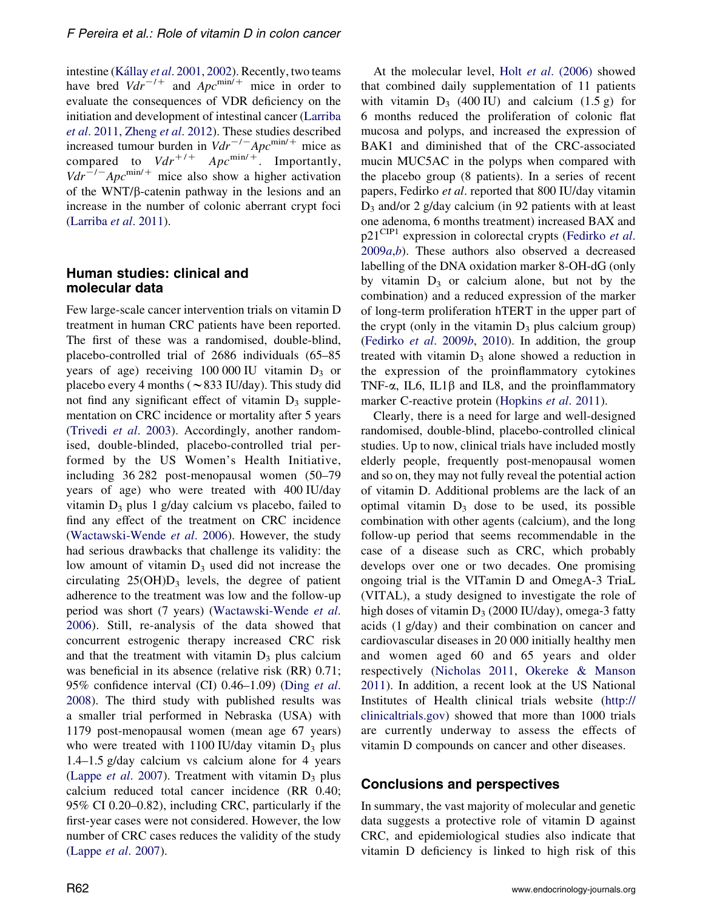intestine (Kállay *et al*. 2001, 2002). Recently, two teams have bred $Vdr^{-/+}$ and $Apc^{min/+}$ mice in order to evaluate the consequences of VDR deficiency on the initiation and development of intestinal cancer (Larriba *et al*. 2011, Zheng *et al*. 2012). These studies described increased tumour burden in $Vdr^{-/-}Apc^{min/+}$ mice as compared to $Vdr^{+/+}$ $Apc^{min/+}$. Importantly, $Vdr^{-/-}Apc^{min/+}$ mice also show a higher activation of the WNT/β-catenin pathway in the lesions and an increase in the number of colonic aberrant crypt foci (Larriba *et al*. 2011).

## Human studies: clinical and molecular data

Few large-scale cancer intervention trials on vitamin D treatment in human CRC patients have been reported. The first of these was a randomised, double-blind, placebo-controlled trial of 2686 individuals (65–85 years of age) receiving 100 000 IU vitamin $D_3$ or placebo every 4 months (∼833 IU/day). This study did not find any significant effect of vitamin $D_3$ supplementation on CRC incidence or mortality after 5 years (Trivedi *et al*. 2003). Accordingly, another randomised, double-blinded, placebo-controlled trial performed by the US Women's Health Initiative, including 36 282 post-menopausal women (50–79 years of age) who were treated with 400 IU/day vitamin $D_3$ plus 1 g/day calcium vs placebo, failed to find any effect of the treatment on CRC incidence (Wactawski-Wende *et al*. 2006). However, the study had serious drawbacks that challenge its validity: the low amount of vitamin $D_3$ used did not increase the circulating $25(OH)D_3$ levels, the degree of patient adherence to the treatment was low and the follow-up period was short (7 years) (Wactawski-Wende *et al*. 2006). Still, re-analysis of the data showed that concurrent estrogenic therapy increased CRC risk and that the treatment with vitamin $D_3$ plus calcium was beneficial in its absence (relative risk (RR) 0.71; 95% confidence interval (CI) 0.46–1.09) (Ding *et al*. 2008). The third study with published results was a smaller trial performed in Nebraska (USA) with 1179 post-menopausal women (mean age 67 years) who were treated with 1100 IU/day vitamin $D_3$ plus 1.4–1.5 g/day calcium vs calcium alone for 4 years (Lappe *et al*. 2007). Treatment with vitamin $D_3$ plus calcium reduced total cancer incidence (RR 0.40; 95% CI 0.20–0.82), including CRC, particularly if the first-year cases were not considered. However, the low number of CRC cases reduces the validity of the study (Lappe *et al*. 2007).

At the molecular level, Holt *et al*. (2006) showed that combined daily supplementation of 11 patients with vitamin $D_3$ (400 IU) and calcium (1.5 g) for 6 months reduced the proliferation of colonic flat mucosa and polyps, and increased the expression of BAK1 and diminished that of the CRC-associated mucin MUC5AC in the polyps when compared with the placebo group (8 patients). In a series of recent papers, Fedirko *et al*. reported that 800 IU/day vitamin $D_3$ and/or 2 g/day calcium (in 92 patients with at least one adenoma, 6 months treatment) increased BAX and $p21^{CIP1}$ expression in colorectal crypts (Fedirko *et al*. 2009*a*,*b*). These authors also observed a decreased labelling of the DNA oxidation marker 8-OH-dG (only by vitamin $D_3$ or calcium alone, but not by the combination) and a reduced expression of the marker of long-term proliferation hTERT in the upper part of the crypt (only in the vitamin $D_3$ plus calcium group) (Fedirko *et al*. 2009*b*, 2010). In addition, the group treated with vitamin $D_3$ alone showed a reduction in the expression of the proinflammatory cytokines TNF-α, IL6, IL1β and IL8, and the proinflammatory marker C-reactive protein (Hopkins *et al*. 2011).

Clearly, there is a need for large and well-designed randomised, double-blind, placebo-controlled clinical studies. Up to now, clinical trials have included mostly elderly people, frequently post-menopausal women and so on, they may not fully reveal the potential action of vitamin D. Additional problems are the lack of an optimal vitamin $D_3$ dose to be used, its possible combination with other agents (calcium), and the long follow-up period that seems recommendable in the case of a disease such as CRC, which probably develops over one or two decades. One promising ongoing trial is the VITamin D and OmegA-3 TriaL (VITAL), a study designed to investigate the role of high doses of vitamin $D_3$ (2000 IU/day), omega-3 fatty acids (1 g/day) and their combination on cancer and cardiovascular diseases in 20 000 initially healthy men and women aged 60 and 65 years and older respectively (Nicholas 2011, Okereke & Manson 2011). In addition, a recent look at the US National Institutes of Health clinical trials website (http://clinicaltrials.gov) showed that more than 1000 trials are currently underway to assess the effects of vitamin D compounds on cancer and other diseases.

## Conclusions and perspectives

In summary, the vast majority of molecular and genetic data suggests a protective role of vitamin D against CRC, and epidemiological studies also indicate that vitamin D deficiency is linked to high risk of this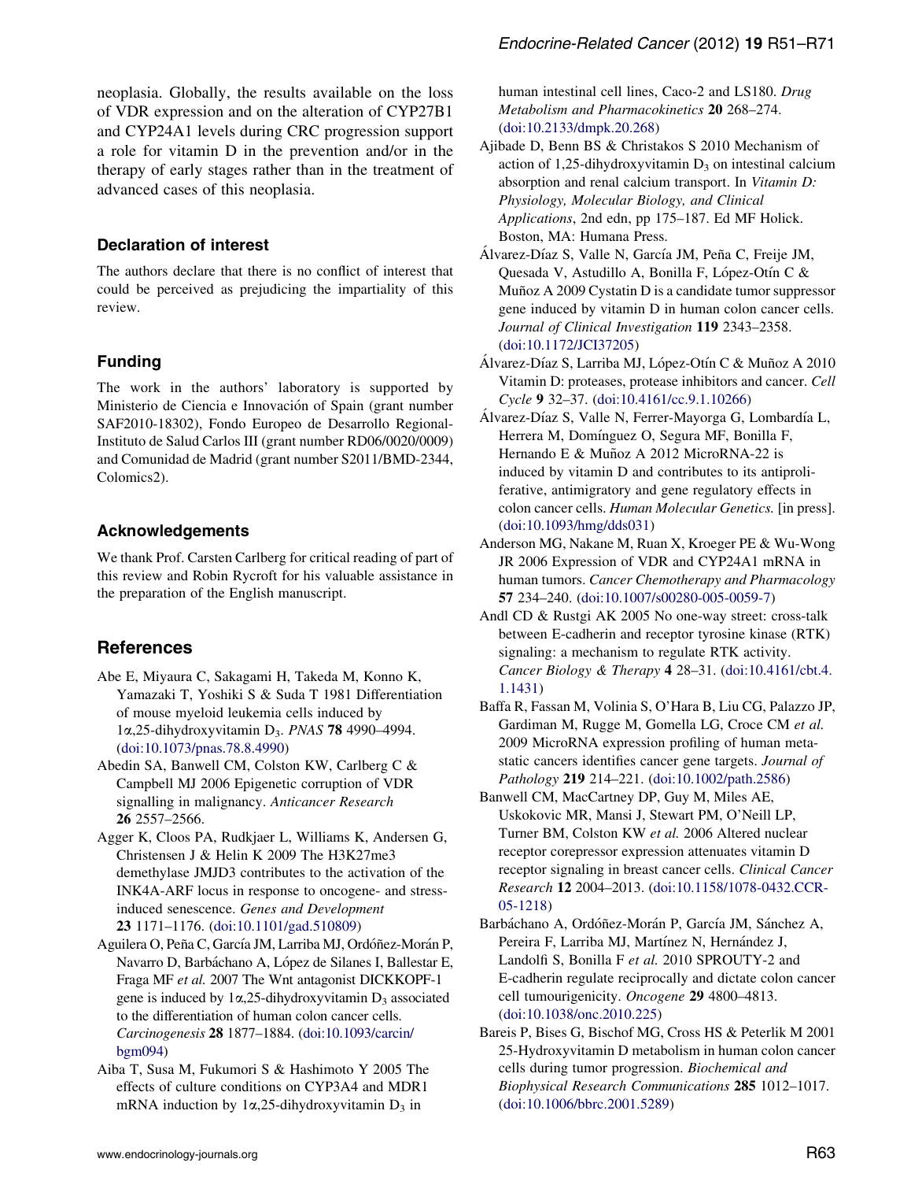neoplasia. Globally, the results available on the loss of VDR expression and on the alteration of CYP27B1 and CYP24A1 levels during CRC progression support a role for vitamin D in the prevention and/or in the therapy of early stages rather than in the treatment of advanced cases of this neoplasia.

## Declaration of interest

The authors declare that there is no conflict of interest that could be perceived as prejudicing the impartiality of this review.

## Funding

The work in the authors' laboratory is supported by Ministerio de Ciencia e Innovación of Spain (grant number SAF2010-18302), Fondo Europeo de Desarrollo Regional-Instituto de Salud Carlos III (grant number RD06/0020/0009) and Comunidad de Madrid (grant number S2011/BMD-2344, Colomics2).

## Acknowledgements

We thank Prof. Carsten Carlberg for critical reading of part of this review and Robin Rycroft for his valuable assistance in the preparation of the English manuscript.

## References

Abe E, Miyaura C, Sakagami H, Takeda M, Konno K, Yamazaki T, Yoshiki S & Suda T 1981 Differentiation of mouse myeloid leukemia cells induced by 1α,25-dihydroxyvitamin $D_3$. *PNAS* **78** 4990–4994. (doi:10.1073/pnas.78.8.4990)

Abedin SA, Banwell CM, Colston KW, Carlberg C & Campbell MJ 2006 Epigenetic corruption of VDR signalling in malignancy. *Anticancer Research* **26** 2557–2566.

Agger K, Cloos PA, Rudkjaer L, Williams K, Andersen G, Christensen J & Helin K 2009 The H3K27me3 demethylase JMJD3 contributes to the activation of the INK4A-ARF locus in response to oncogene- and stress-induced senescence. *Genes and Development* **23** 1171–1176. (doi:10.1101/gad.510809)

Aguilera O, Peña C, García JM, Larriba MJ, Ordóñez-Morán P, Navarro D, Barbáchano A, López de Silanes I, Ballestar E, Fraga MF *et al.* 2007 The Wnt antagonist DICKKOPF-1 gene is induced by 1α,25-dihydroxyvitamin $D_3$ associated to the differentiation of human colon cancer cells. *Carcinogenesis* **28** 1877–1884. (doi:10.1093/carcin/bgm094)

Aiba T, Susa M, Fukumori S & Hashimoto Y 2005 The effects of culture conditions on CYP3A4 and MDR1 mRNA induction by 1α,25-dihydroxyvitamin $D_3$ in human intestinal cell lines, Caco-2 and LS180. *Drug Metabolism and Pharmacokinetics* **20** 268–274. (doi:10.2133/dmpk.20.268)

Ajibade D, Benn BS & Christakos S 2010 Mechanism of action of 1,25-dihydroxyvitamin $D_3$ on intestinal calcium absorption and renal calcium transport. In *Vitamin D: Physiology, Molecular Biology, and Clinical Applications*, 2nd edn, pp 175–187. Ed MF Holick. Boston, MA: Humana Press.

Álvarez-Díaz S, Valle N, García JM, Peña C, Freije JM, Quesada V, Astudillo A, Bonilla F, López-Otín C & Muñoz A 2009 Cystatin D is a candidate tumor suppressor gene induced by vitamin D in human colon cancer cells. *Journal of Clinical Investigation* **119** 2343–2358. (doi:10.1172/JCI37205)

Álvarez-Díaz S, Larriba MJ, López-Otín C & Muñoz A 2010 Vitamin D: proteases, protease inhibitors and cancer. *Cell Cycle* **9** 32–37. (doi:10.4161/cc.9.1.10266)

Álvarez-Díaz S, Valle N, Ferrer-Mayorga G, Lombardía L, Herrera M, Domínguez O, Segura MF, Bonilla F, Hernando E & Muñoz A 2012 MicroRNA-22 is induced by vitamin D and contributes to its antiproliferative, antimigratory and gene regulatory effects in colon cancer cells. *Human Molecular Genetics.* [in press]. (doi:10.1093/hmg/dds031)

Anderson MG, Nakane M, Ruan X, Kroeger PE & Wu-Wong JR 2006 Expression of VDR and CYP24A1 mRNA in human tumors. *Cancer Chemotherapy and Pharmacology* **57** 234–240. (doi:10.1007/s00280-005-0059-7)

Andl CD & Rustgi AK 2005 No one-way street: cross-talk between E-cadherin and receptor tyrosine kinase (RTK) signaling: a mechanism to regulate RTK activity. *Cancer Biology & Therapy* **4** 28–31. (doi:10.4161/cbt.4.1.1431)

Baffa R, Fassan M, Volinia S, O'Hara B, Liu CG, Palazzo JP, Gardiman M, Rugge M, Gomella LG, Croce CM *et al.* 2009 MicroRNA expression profiling of human metastatic cancers identifies cancer gene targets. *Journal of Pathology* **219** 214–221. (doi:10.1002/path.2586)

Banwell CM, MacCartney DP, Guy M, Miles AE, Uskokovic MR, Mansi J, Stewart PM, O'Neill LP, Turner BM, Colston KW *et al.* 2006 Altered nuclear receptor corepressor expression attenuates vitamin D receptor signaling in breast cancer cells. *Clinical Cancer Research* **12** 2004–2013. (doi:10.1158/1078-0432.CCR-05-1218)

Barbáchano A, Ordóñez-Morán P, García JM, Sánchez A, Pereira F, Larriba MJ, Martínez N, Hernández J, Landolfi S, Bonilla F *et al.* 2010 SPROUTY-2 and E-cadherin regulate reciprocally and dictate colon cancer cell tumourigenicity. *Oncogene* **29** 4800–4813. (doi:10.1038/onc.2010.225)

Bareis P, Bises G, Bischof MG, Cross HS & Peterlik M 2001 25-Hydroxyvitamin D metabolism in human colon cancer cells during tumor progression. *Biochemical and Biophysical Research Communications* **285** 1012–1017. (doi:10.1006/bbrc.2001.5289)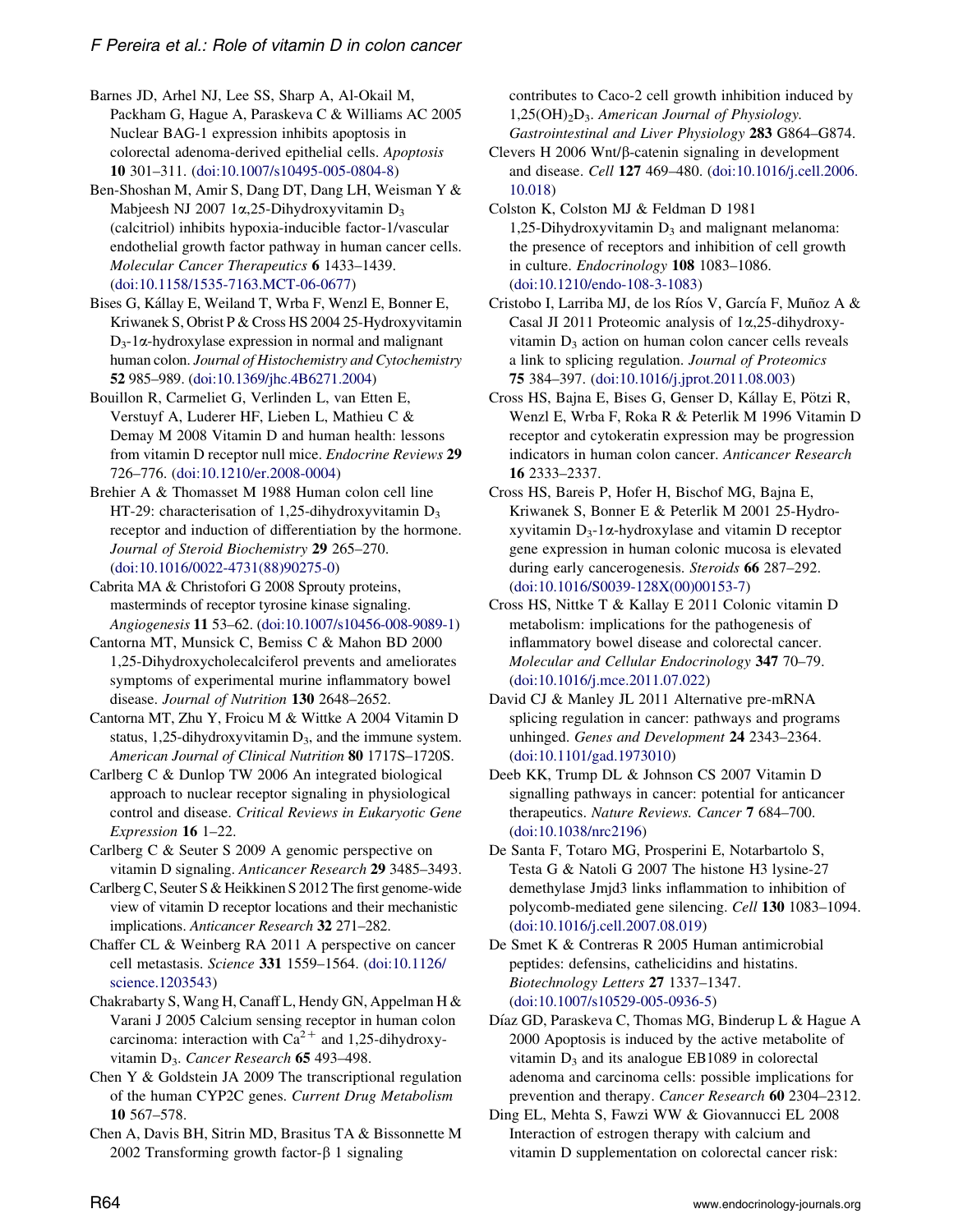Barnes JD, Arhel NJ, Lee SS, Sharp A, Al-Okail M, Packham G, Hague A, Paraskeva C & Williams AC 2005 Nuclear BAG-1 expression inhibits apoptosis in colorectal adenoma-derived epithelial cells. *Apoptosis* **10** 301–311. (doi:10.1007/s10495-005-0804-8)

Ben-Shoshan M, Amir S, Dang DT, Dang LH, Weisman Y & Mabjeesh NJ 2007 1α,25-Dihydroxyvitamin $D_3$ (calcitriol) inhibits hypoxia-inducible factor-1/vascular endothelial growth factor pathway in human cancer cells. *Molecular Cancer Therapeutics* **6** 1433–1439. (doi:10.1158/1535-7163.MCT-06-0677)

Bises G, Kállay E, Weiland T, Wrba F, Wenzl E, Bonner E, Kriwanek S, Obrist P & Cross HS 2004 25-Hydroxyvitamin $D_3$-1α-hydroxylase expression in normal and malignant human colon. *Journal of Histochemistry and Cytochemistry* **52** 985–989. (doi:10.1369/jhc.4B6271.2004)

Bouillon R, Carmeliet G, Verlinden L, van Etten E, Verstuyf A, Luderer HF, Lieben L, Mathieu C & Demay M 2008 Vitamin D and human health: lessons from vitamin D receptor null mice. *Endocrine Reviews* **29** 726–776. (doi:10.1210/er.2008-0004)

Brehier A & Thomasset M 1988 Human colon cell line HT-29: characterisation of 1,25-dihydroxyvitamin $D_3$ receptor and induction of differentiation by the hormone. *Journal of Steroid Biochemistry* **29** 265–270. (doi:10.1016/0022-4731(88)90275-0)

Cabrita MA & Christofori G 2008 Sprouty proteins, masterminds of receptor tyrosine kinase signaling. *Angiogenesis* **11** 53–62. (doi:10.1007/s10456-008-9089-1)

Cantorna MT, Munsick C, Bemiss C & Mahon BD 2000 1,25-Dihydroxycholecalciferol prevents and ameliorates symptoms of experimental murine inflammatory bowel disease. *Journal of Nutrition* **130** 2648–2652.

Cantorna MT, Zhu Y, Froicu M & Wittke A 2004 Vitamin D status, 1,25-dihydroxyvitamin $D_3$, and the immune system. *American Journal of Clinical Nutrition* **80** 1717S–1720S.

Carlberg C & Dunlop TW 2006 An integrated biological approach to nuclear receptor signaling in physiological control and disease. *Critical Reviews in Eukaryotic Gene Expression* **16** 1–22.

Carlberg C & Seuter S 2009 A genomic perspective on vitamin D signaling. *Anticancer Research* **29** 3485–3493.

Carlberg C, Seuter S & Heikkinen S 2012 The first genome-wide view of vitamin D receptor locations and their mechanistic implications. *Anticancer Research* **32** 271–282.

Chaffer CL & Weinberg RA 2011 A perspective on cancer cell metastasis. *Science* **331** 1559–1564. (doi:10.1126/science.1203543)

Chakrabarty S, Wang H, Canaff L, Hendy GN, Appelman H & Varani J 2005 Calcium sensing receptor in human colon carcinoma: interaction with $Ca^{2+}$ and 1,25-dihydroxyvitamin $D_3$. *Cancer Research* **65** 493–498.

Chen Y & Goldstein JA 2009 The transcriptional regulation of the human CYP2C genes. *Current Drug Metabolism* **10** 567–578.

Chen A, Davis BH, Sitrin MD, Brasitus TA & Bissonnette M 2002 Transforming growth factor-β 1 signaling contributes to Caco-2 cell growth inhibition induced by $1,25(OH)_2D_3$. *American Journal of Physiology. Gastrointestinal and Liver Physiology* **283** G864–G874.

Clevers H 2006 Wnt/β-catenin signaling in development and disease. *Cell* **127** 469–480. (doi:10.1016/j.cell.2006.10.018)

Colston K, Colston MJ & Feldman D 1981 1,25-Dihydroxyvitamin $D_3$ and malignant melanoma: the presence of receptors and inhibition of cell growth in culture. *Endocrinology* **108** 1083–1086. (doi:10.1210/endo-108-3-1083)

Cristobo I, Larriba MJ, de los Ríos V, García F, Muñoz A & Casal JI 2011 Proteomic analysis of 1α,25-dihydroxyvitamin $D_3$ action on human colon cancer cells reveals a link to splicing regulation. *Journal of Proteomics* **75** 384–397. (doi:10.1016/j.jprot.2011.08.003)

Cross HS, Bajna E, Bises G, Genser D, Kállay E, Pötzi R, Wenzl E, Wrba F, Roka R & Peterlik M 1996 Vitamin D receptor and cytokeratin expression may be progression indicators in human colon cancer. *Anticancer Research* **16** 2333–2337.

Cross HS, Bareis P, Hofer H, Bischof MG, Bajna E, Kriwanek S, Bonner E & Peterlik M 2001 25-Hydroxyvitamin $D_3$-1α-hydroxylase and vitamin D receptor gene expression in human colonic mucosa is elevated during early cancerogenesis. *Steroids* **66** 287–292. (doi:10.1016/S0039-128X(00)00153-7)

Cross HS, Nittke T & Kallay E 2011 Colonic vitamin D metabolism: implications for the pathogenesis of inflammatory bowel disease and colorectal cancer. *Molecular and Cellular Endocrinology* **347** 70–79. (doi:10.1016/j.mce.2011.07.022)

David CJ & Manley JL 2011 Alternative pre-mRNA splicing regulation in cancer: pathways and programs unhinged. *Genes and Development* **24** 2343–2364. (doi:10.1101/gad.1973010)

Deeb KK, Trump DL & Johnson CS 2007 Vitamin D signalling pathways in cancer: potential for anticancer therapeutics. *Nature Reviews. Cancer* **7** 684–700. (doi:10.1038/nrc2196)

De Santa F, Totaro MG, Prosperini E, Notarbartolo S, Testa G & Natoli G 2007 The histone H3 lysine-27 demethylase Jmjd3 links inflammation to inhibition of polycomb-mediated gene silencing. *Cell* **130** 1083–1094. (doi:10.1016/j.cell.2007.08.019)

De Smet K & Contreras R 2005 Human antimicrobial peptides: defensins, cathelicidins and histatins. *Biotechnology Letters* **27** 1337–1347. (doi:10.1007/s10529-005-0936-5)

Díaz GD, Paraskeva C, Thomas MG, Binderup L & Hague A 2000 Apoptosis is induced by the active metabolite of vitamin $D_3$ and its analogue EB1089 in colorectal adenoma and carcinoma cells: possible implications for prevention and therapy. *Cancer Research* **60** 2304–2312.

Ding EL, Mehta S, Fawzi WW & Giovannucci EL 2008 Interaction of estrogen therapy with calcium and vitamin D supplementation on colorectal cancer risk: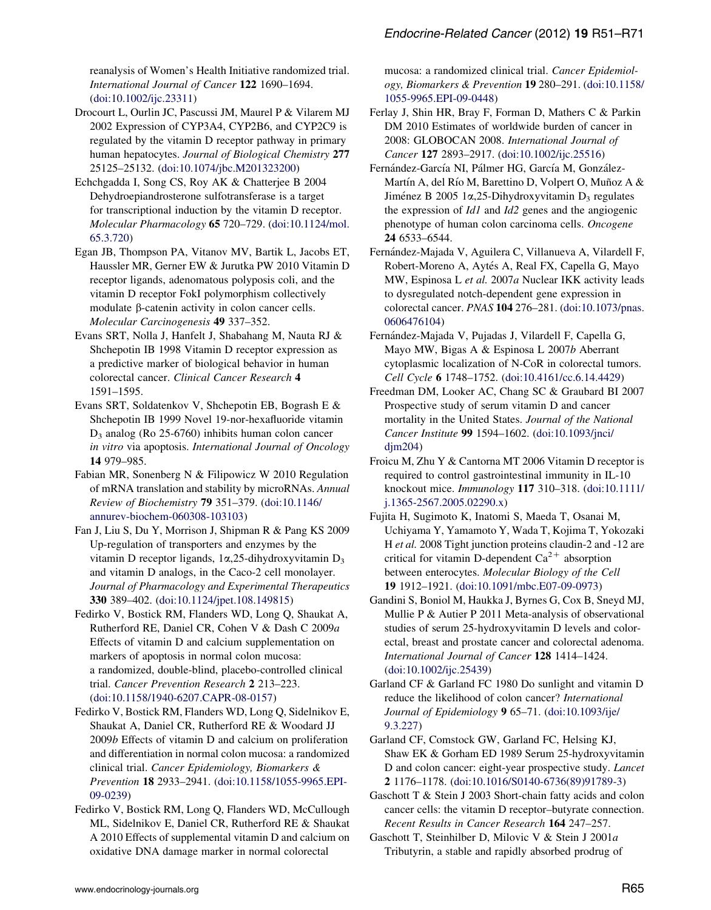reanalysis of Women's Health Initiative randomized trial. *International Journal of Cancer* **122** 1690–1694. (doi:10.1002/ijc.23311)

Drocourt L, Ourlin JC, Pascussi JM, Maurel P & Vilarem MJ 2002 Expression of CYP3A4, CYP2B6, and CYP2C9 is regulated by the vitamin D receptor pathway in primary human hepatocytes. *Journal of Biological Chemistry* **277** 25125–25132. (doi:10.1074/jbc.M201323200)

Echchgadda I, Song CS, Roy AK & Chatterjee B 2004 Dehydroepiandrosterone sulfotransferase is a target for transcriptional induction by the vitamin D receptor. *Molecular Pharmacology* **65** 720–729. (doi:10.1124/mol.65.3.720)

Egan JB, Thompson PA, Vitanov MV, Bartik L, Jacobs ET, Haussler MR, Gerner EW & Jurutka PW 2010 Vitamin D receptor ligands, adenomatous polyposis coli, and the vitamin D receptor FokI polymorphism collectively modulate β-catenin activity in colon cancer cells. *Molecular Carcinogenesis* **49** 337–352.

Evans SRT, Nolla J, Hanfelt J, Shabahang M, Nauta RJ & Shchepotin IB 1998 Vitamin D receptor expression as a predictive marker of biological behavior in human colorectal cancer. *Clinical Cancer Research* **4** 1591–1595.

Evans SRT, Soldatenkov V, Shchepotin EB, Bogrash E & Shchepotin IB 1999 Novel 19-nor-hexafluoride vitamin $D_3$ analog (Ro 25-6760) inhibits human colon cancer *in vitro* via apoptosis. *International Journal of Oncology* **14** 979–985.

Fabian MR, Sonenberg N & Filipowicz W 2010 Regulation of mRNA translation and stability by microRNAs. *Annual Review of Biochemistry* **79** 351–379. (doi:10.1146/annurev-biochem-060308-103103)

Fan J, Liu S, Du Y, Morrison J, Shipman R & Pang KS 2009 Up-regulation of transporters and enzymes by the vitamin D receptor ligands, 1α,25-dihydroxyvitamin $D_3$ and vitamin D analogs, in the Caco-2 cell monolayer. *Journal of Pharmacology and Experimental Therapeutics* **330** 389–402. (doi:10.1124/jpet.108.149815)

Fedirko V, Bostick RM, Flanders WD, Long Q, Shaukat A, Rutherford RE, Daniel CR, Cohen V & Dash C 2009*a* Effects of vitamin D and calcium supplementation on markers of apoptosis in normal colon mucosa: a randomized, double-blind, placebo-controlled clinical trial. *Cancer Prevention Research* **2** 213–223. (doi:10.1158/1940-6207.CAPR-08-0157)

Fedirko V, Bostick RM, Flanders WD, Long Q, Sidelnikov E, Shaukat A, Daniel CR, Rutherford RE & Woodard JJ 2009*b* Effects of vitamin D and calcium on proliferation and differentiation in normal colon mucosa: a randomized clinical trial. *Cancer Epidemiology, Biomarkers & Prevention* **18** 2933–2941. (doi:10.1158/1055-9965.EPI-09-0239)

Fedirko V, Bostick RM, Long Q, Flanders WD, McCullough ML, Sidelnikov E, Daniel CR, Rutherford RE & Shaukat A 2010 Effects of supplemental vitamin D and calcium on oxidative DNA damage marker in normal colorectal mucosa: a randomized clinical trial. *Cancer Epidemiology, Biomarkers & Prevention* **19** 280–291. (doi:10.1158/1055-9965.EPI-09-0448)

Ferlay J, Shin HR, Bray F, Forman D, Mathers C & Parkin DM 2010 Estimates of worldwide burden of cancer in 2008: GLOBOCAN 2008. *International Journal of Cancer* **127** 2893–2917. (doi:10.1002/ijc.25516)

Fernández-García NI, Pálmer HG, García M, González-Martín A, del Río M, Barettino D, Volpert O, Muñoz A & Jiménez B 2005 1α,25-Dihydroxyvitamin $D_3$ regulates the expression of *Id1* and *Id2* genes and the angiogenic phenotype of human colon carcinoma cells. *Oncogene* **24** 6533–6544.

Fernández-Majada V, Aguilera C, Villanueva A, Vilardell F, Robert-Moreno A, Aytés A, Real FX, Capella G, Mayo MW, Espinosa L *et al.* 2007*a* Nuclear IKK activity leads to dysregulated notch-dependent gene expression in colorectal cancer. *PNAS* **104** 276–281. (doi:10.1073/pnas.0606476104)

Fernández-Majada V, Pujadas J, Vilardell F, Capella G, Mayo MW, Bigas A & Espinosa L 2007*b* Aberrant cytoplasmic localization of N-CoR in colorectal tumors. *Cell Cycle* **6** 1748–1752. (doi:10.4161/cc.6.14.4429)

Freedman DM, Looker AC, Chang SC & Graubard BI 2007 Prospective study of serum vitamin D and cancer mortality in the United States. *Journal of the National Cancer Institute* **99** 1594–1602. (doi:10.1093/jnci/djm204)

Froicu M, Zhu Y & Cantorna MT 2006 Vitamin D receptor is required to control gastrointestinal immunity in IL-10 knockout mice. *Immunology* **117** 310–318. (doi:10.1111/j.1365-2567.2005.02290.x)

Fujita H, Sugimoto K, Inatomi S, Maeda T, Osanai M, Uchiyama Y, Yamamoto Y, Wada T, Kojima T, Yokozaki H *et al.* 2008 Tight junction proteins claudin-2 and -12 are critical for vitamin D-dependent $Ca^{2+}$ absorption between enterocytes. *Molecular Biology of the Cell* **19** 1912–1921. (doi:10.1091/mbc.E07-09-0973)

Gandini S, Boniol M, Haukka J, Byrnes G, Cox B, Sneyd MJ, Mullie P & Autier P 2011 Meta-analysis of observational studies of serum 25-hydroxyvitamin D levels and colorectal, breast and prostate cancer and colorectal adenoma. *International Journal of Cancer* **128** 1414–1424. (doi:10.1002/ijc.25439)

Garland CF & Garland FC 1980 Do sunlight and vitamin D reduce the likelihood of colon cancer? *International Journal of Epidemiology* **9** 65–71. (doi:10.1093/ije/9.3.227)

Garland CF, Comstock GW, Garland FC, Helsing KJ, Shaw EK & Gorham ED 1989 Serum 25-hydroxyvitamin D and colon cancer: eight-year prospective study. *Lancet* **2** 1176–1178. (doi:10.1016/S0140-6736(89)91789-3)

Gaschott T & Stein J 2003 Short-chain fatty acids and colon cancer cells: the vitamin D receptor–butyrate connection. *Recent Results in Cancer Research* **164** 247–257.

Gaschott T, Steinhilber D, Milovic V & Stein J 2001*a* Tributyrin, a stable and rapidly absorbed prodrug of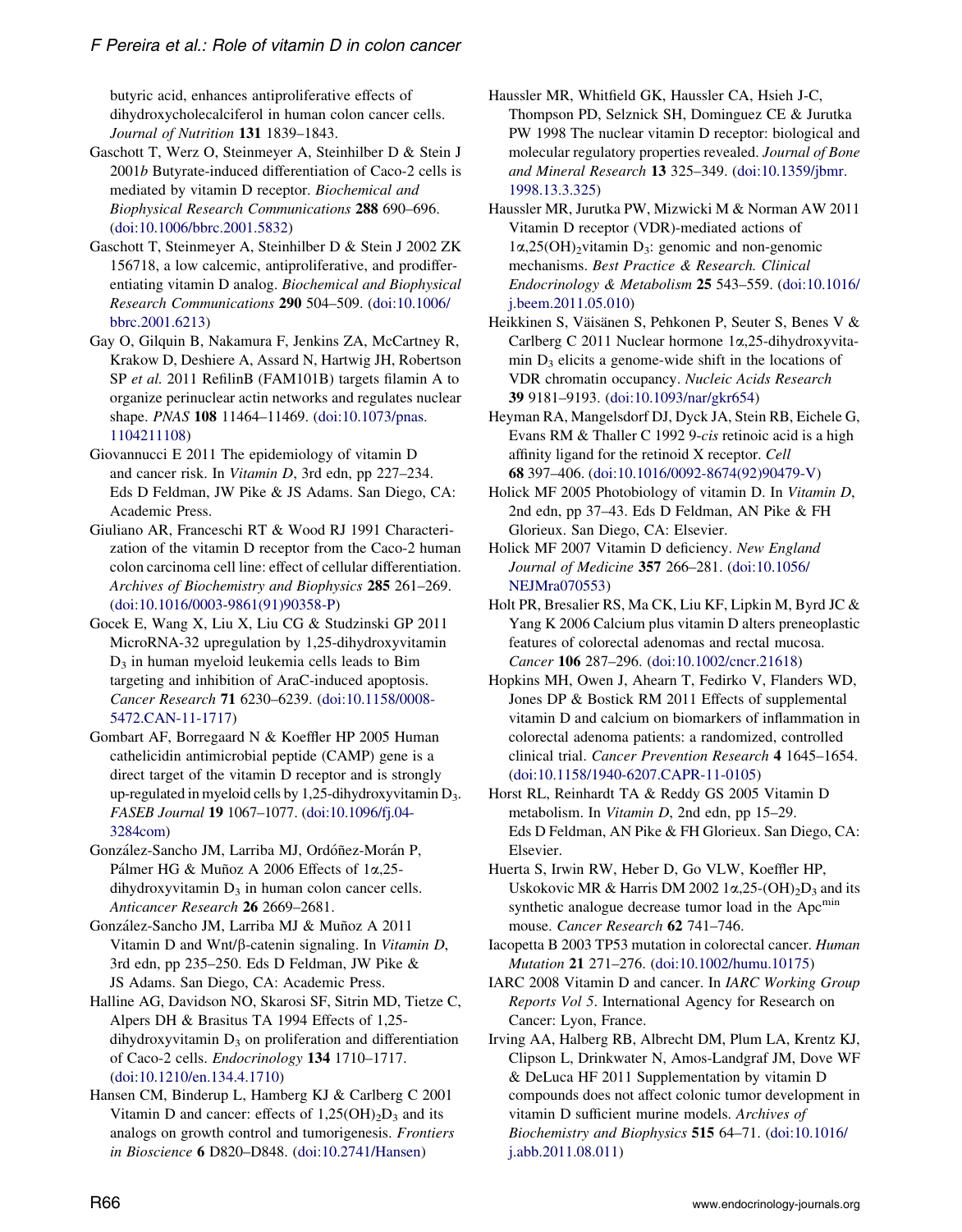butyric acid, enhances antiproliferative effects of dihydroxycholecalciferol in human colon cancer cells. *Journal of Nutrition* **131** 1839–1843.

Gaschott T, Werz O, Steinmeyer A, Steinhilber D & Stein J 2001*b* Butyrate-induced differentiation of Caco-2 cells is mediated by vitamin D receptor. *Biochemical and Biophysical Research Communications* **288** 690–696. (doi:10.1006/bbrc.2001.5832)

Gaschott T, Steinmeyer A, Steinhilber D & Stein J 2002 ZK 156718, a low calcemic, antiproliferative, and prodifferentiating vitamin D analog. *Biochemical and Biophysical Research Communications* **290** 504–509. (doi:10.1006/bbrc.2001.6213)

Gay O, Gilquin B, Nakamura F, Jenkins ZA, McCartney R, Krakow D, Deshiere A, Assard N, Hartwig JH, Robertson SP *et al.* 2011 RefilinB (FAM101B) targets filamin A to organize perinuclear actin networks and regulates nuclear shape. *PNAS* **108** 11464–11469. (doi:10.1073/pnas.1104211108)

Giovannucci E 2011 The epidemiology of vitamin D and cancer risk. In *Vitamin D*, 3rd edn, pp 227–234. Eds D Feldman, JW Pike & JS Adams. San Diego, CA: Academic Press.

Giuliano AR, Franceschi RT & Wood RJ 1991 Characterization of the vitamin D receptor from the Caco-2 human colon carcinoma cell line: effect of cellular differentiation. *Archives of Biochemistry and Biophysics* **285** 261–269. (doi:10.1016/0003-9861(91)90358-P)

Gocek E, Wang X, Liu X, Liu CG & Studzinski GP 2011 MicroRNA-32 upregulation by 1,25-dihydroxyvitamin $D_3$ in human myeloid leukemia cells leads to Bim targeting and inhibition of AraC-induced apoptosis. *Cancer Research* **71** 6230–6239. (doi:10.1158/0008-5472.CAN-11-1717)

Gombart AF, Borregaard N & Koeffler HP 2005 Human cathelicidin antimicrobial peptide (CAMP) gene is a direct target of the vitamin D receptor and is strongly up-regulated in myeloid cells by 1,25-dihydroxyvitamin $D_3$. *FASEB Journal* **19** 1067–1077. (doi:10.1096/fj.04-3284com)

González-Sancho JM, Larriba MJ, Ordóñez-Morán P, Pálmer HG & Muñoz A 2006 Effects of 1α,25-dihydroxyvitamin $D_3$ in human colon cancer cells. *Anticancer Research* **26** 2669–2681.

González-Sancho JM, Larriba MJ & Muñoz A 2011 Vitamin D and Wnt/β-catenin signaling. In *Vitamin D*, 3rd edn, pp 235–250. Eds D Feldman, JW Pike & JS Adams. San Diego, CA: Academic Press.

Halline AG, Davidson NO, Skarosi SF, Sitrin MD, Tietze C, Alpers DH & Brasitus TA 1994 Effects of 1,25-dihydroxyvitamin $D_3$ on proliferation and differentiation of Caco-2 cells. *Endocrinology* **134** 1710–1717. (doi:10.1210/en.134.4.1710)

Hansen CM, Binderup L, Hamberg KJ & Carlberg C 2001 Vitamin D and cancer: effects of $1,25(OH)_2D_3$ and its analogs on growth control and tumorigenesis. *Frontiers in Bioscience* **6** D820–D848. (doi:10.2741/Hansen)

Haussler MR, Whitfield GK, Haussler CA, Hsieh J-C, Thompson PD, Selznick SH, Dominguez CE & Jurutka PW 1998 The nuclear vitamin D receptor: biological and molecular regulatory properties revealed. *Journal of Bone and Mineral Research* **13** 325–349. (doi:10.1359/jbmr.1998.13.3.325)

Haussler MR, Jurutka PW, Mizwicki M & Norman AW 2011 Vitamin D receptor (VDR)-mediated actions of $1\alpha,25(OH)_2$vitamin $D_3$: genomic and non-genomic mechanisms. *Best Practice & Research. Clinical Endocrinology & Metabolism* **25** 543–559. (doi:10.1016/j.beem.2011.05.010)

Heikkinen S, Väisänen S, Pehkonen P, Seuter S, Benes V & Carlberg C 2011 Nuclear hormone 1α,25-dihydroxyvitamin $D_3$ elicits a genome-wide shift in the locations of VDR chromatin occupancy. *Nucleic Acids Research* **39** 9181–9193. (doi:10.1093/nar/gkr654)

Heyman RA, Mangelsdorf DJ, Dyck JA, Stein RB, Eichele G, Evans RM & Thaller C 1992 9-*cis* retinoic acid is a high affinity ligand for the retinoid X receptor. *Cell* **68** 397–406. (doi:10.1016/0092-8674(92)90479-V)

Holick MF 2005 Photobiology of vitamin D. In *Vitamin D*, 2nd edn, pp 37–43. Eds D Feldman, AN Pike & FH Glorieux. San Diego, CA: Elsevier.

Holick MF 2007 Vitamin D deficiency. *New England Journal of Medicine* **357** 266–281. (doi:10.1056/NEJMra070553)

Holt PR, Bresalier RS, Ma CK, Liu KF, Lipkin M, Byrd JC & Yang K 2006 Calcium plus vitamin D alters preneoplastic features of colorectal adenomas and rectal mucosa. *Cancer* **106** 287–296. (doi:10.1002/cncr.21618)

Hopkins MH, Owen J, Ahearn T, Fedirko V, Flanders WD, Jones DP & Bostick RM 2011 Effects of supplemental vitamin D and calcium on biomarkers of inflammation in colorectal adenoma patients: a randomized, controlled clinical trial. *Cancer Prevention Research* **4** 1645–1654. (doi:10.1158/1940-6207.CAPR-11-0105)

Horst RL, Reinhardt TA & Reddy GS 2005 Vitamin D metabolism. In *Vitamin D*, 2nd edn, pp 15–29. Eds D Feldman, AN Pike & FH Glorieux. San Diego, CA: Elsevier.

Huerta S, Irwin RW, Heber D, Go VLW, Koeffler HP, Uskokovic MR & Harris DM 2002 $1\alpha,25\text{-}(OH)_2D_3$ and its synthetic analogue decrease tumor load in the $Apc^{min}$ mouse. *Cancer Research* **62** 741–746.

Iacopetta B 2003 TP53 mutation in colorectal cancer. *Human Mutation* **21** 271–276. (doi:10.1002/humu.10175)

IARC 2008 Vitamin D and cancer. In *IARC Working Group Reports Vol 5*. International Agency for Research on Cancer: Lyon, France.

Irving AA, Halberg RB, Albrecht DM, Plum LA, Krentz KJ, Clipson L, Drinkwater N, Amos-Landgraf JM, Dove WF & DeLuca HF 2011 Supplementation by vitamin D compounds does not affect colonic tumor development in vitamin D sufficient murine models. *Archives of Biochemistry and Biophysics* **515** 64–71. (doi:10.1016/j.abb.2011.08.011)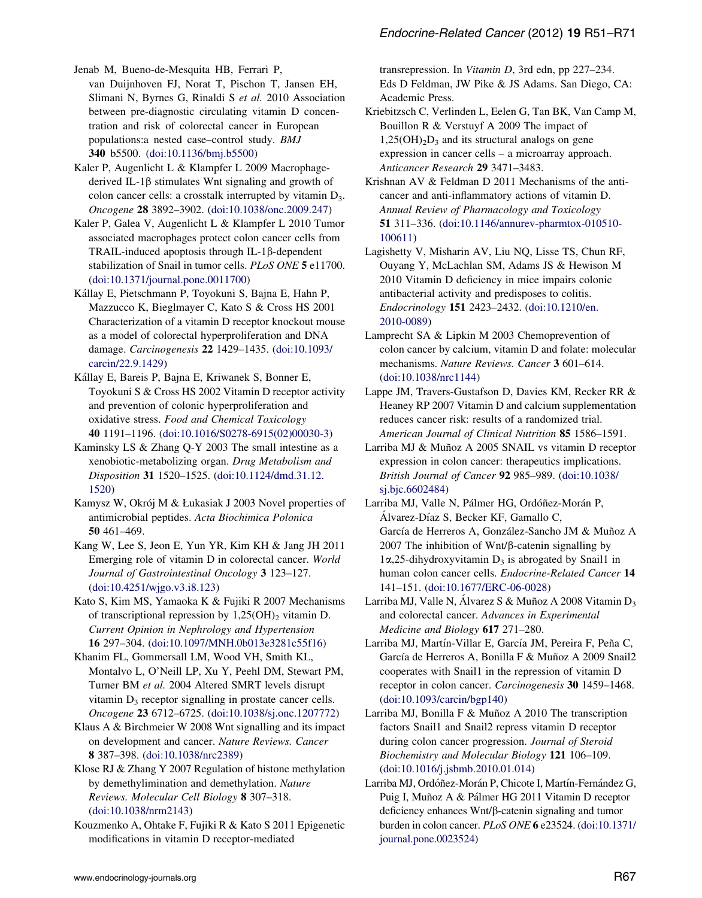Jenab M, Bueno-de-Mesquita HB, Ferrari P, van Duijnhoven FJ, Norat T, Pischon T, Jansen EH, Slimani N, Byrnes G, Rinaldi S *et al.* 2010 Association between pre-diagnostic circulating vitamin D concentration and risk of colorectal cancer in European populations:a nested case–control study. *BMJ* **340** b5500. (doi:10.1136/bmj.b5500)

Kaler P, Augenlicht L & Klampfer L 2009 Macrophage-derived IL-1β stimulates Wnt signaling and growth of colon cancer cells: a crosstalk interrupted by vitamin $D_3$. *Oncogene* **28** 3892–3902. (doi:10.1038/onc.2009.247)

Kaler P, Galea V, Augenlicht L & Klampfer L 2010 Tumor associated macrophages protect colon cancer cells from TRAIL-induced apoptosis through IL-1β-dependent stabilization of Snail in tumor cells. *PLoS ONE* **5** e11700. (doi:10.1371/journal.pone.0011700)

Kállay E, Pietschmann P, Toyokuni S, Bajna E, Hahn P, Mazzucco K, Bieglmayer C, Kato S & Cross HS 2001 Characterization of a vitamin D receptor knockout mouse as a model of colorectal hyperproliferation and DNA damage. *Carcinogenesis* **22** 1429–1435. (doi:10.1093/carcin/22.9.1429)

Kállay E, Bareis P, Bajna E, Kriwanek S, Bonner E, Toyokuni S & Cross HS 2002 Vitamin D receptor activity and prevention of colonic hyperproliferation and oxidative stress. *Food and Chemical Toxicology* **40** 1191–1196. (doi:10.1016/S0278-6915(02)00030-3)

Kaminsky LS & Zhang Q-Y 2003 The small intestine as a xenobiotic-metabolizing organ. *Drug Metabolism and Disposition* **31** 1520–1525. (doi:10.1124/dmd.31.12.1520)

Kamysz W, Okrój M & Łukasiak J 2003 Novel properties of antimicrobial peptides. *Acta Biochimica Polonica* **50** 461–469.

Kang W, Lee S, Jeon E, Yun YR, Kim KH & Jang JH 2011 Emerging role of vitamin D in colorectal cancer. *World Journal of Gastrointestinal Oncology* **3** 123–127. (doi:10.4251/wjgo.v3.i8.123)

Kato S, Kim MS, Yamaoka K & Fujiki R 2007 Mechanisms of transcriptional repression by $1{,}25(OH)_2$ vitamin D. *Current Opinion in Nephrology and Hypertension* **16** 297–304. (doi:10.1097/MNH.0b013e3281c55f16)

Khanim FL, Gommersall LM, Wood VH, Smith KL, Montalvo L, O'Neill LP, Xu Y, Peehl DM, Stewart PM, Turner BM *et al.* 2004 Altered SMRT levels disrupt vitamin $D_3$ receptor signalling in prostate cancer cells. *Oncogene* **23** 6712–6725. (doi:10.1038/sj.onc.1207772)

Klaus A & Birchmeier W 2008 Wnt signalling and its impact on development and cancer. *Nature Reviews. Cancer* **8** 387–398. (doi:10.1038/nrc2389)

Klose RJ & Zhang Y 2007 Regulation of histone methylation by demethylimination and demethylation. *Nature Reviews. Molecular Cell Biology* **8** 307–318. (doi:10.1038/nrm2143)

Kouzmenko A, Ohtake F, Fujiki R & Kato S 2011 Epigenetic modifications in vitamin D receptor-mediated transrepression. In *Vitamin D*, 3rd edn, pp 227–234. Eds D Feldman, JW Pike & JS Adams. San Diego, CA: Academic Press.

Kriebitzsch C, Verlinden L, Eelen G, Tan BK, Van Camp M, Bouillon R & Verstuyf A 2009 The impact of $1{,}25(OH)_2D_3$ and its structural analogs on gene expression in cancer cells – a microarray approach. *Anticancer Research* **29** 3471–3483.

Krishnan AV & Feldman D 2011 Mechanisms of the anti-cancer and anti-inflammatory actions of vitamin D. *Annual Review of Pharmacology and Toxicology* **51** 311–336. (doi:10.1146/annurev-pharmtox-010510-100611)

Lagishetty V, Misharin AV, Liu NQ, Lisse TS, Chun RF, Ouyang Y, McLachlan SM, Adams JS & Hewison M 2010 Vitamin D deficiency in mice impairs colonic antibacterial activity and predisposes to colitis. *Endocrinology* **151** 2423–2432. (doi:10.1210/en.2010-0089)

Lamprecht SA & Lipkin M 2003 Chemoprevention of colon cancer by calcium, vitamin D and folate: molecular mechanisms. *Nature Reviews. Cancer* **3** 601–614. (doi:10.1038/nrc1144)

Lappe JM, Travers-Gustafson D, Davies KM, Recker RR & Heaney RP 2007 Vitamin D and calcium supplementation reduces cancer risk: results of a randomized trial. *American Journal of Clinical Nutrition* **85** 1586–1591.

Larriba MJ & Muñoz A 2005 SNAIL vs vitamin D receptor expression in colon cancer: therapeutics implications. *British Journal of Cancer* **92** 985–989. (doi:10.1038/sj.bjc.6602484)

Larriba MJ, Valle N, Pálmer HG, Ordóñez-Morán P, Álvarez-Díaz S, Becker KF, Gamallo C, García de Herreros A, González-Sancho JM & Muñoz A 2007 The inhibition of Wnt/β-catenin signalling by 1α,25-dihydroxyvitamin $D_3$ is abrogated by Snail1 in human colon cancer cells. *Endocrine-Related Cancer* **14** 141–151. (doi:10.1677/ERC-06-0028)

Larriba MJ, Valle N, Álvarez S & Muñoz A 2008 Vitamin $D_3$ and colorectal cancer. *Advances in Experimental Medicine and Biology* **617** 271–280.

Larriba MJ, Martín-Villar E, García JM, Pereira F, Peña C, García de Herreros A, Bonilla F & Muñoz A 2009 Snail2 cooperates with Snail1 in the repression of vitamin D receptor in colon cancer. *Carcinogenesis* **30** 1459–1468. (doi:10.1093/carcin/bgp140)

Larriba MJ, Bonilla F & Muñoz A 2010 The transcription factors Snail1 and Snail2 repress vitamin D receptor during colon cancer progression. *Journal of Steroid Biochemistry and Molecular Biology* **121** 106–109. (doi:10.1016/j.jsbmb.2010.01.014)

Larriba MJ, Ordóñez-Morán P, Chicote I, Martín-Fernández G, Puig I, Muñoz A & Pálmer HG 2011 Vitamin D receptor deficiency enhances Wnt/β-catenin signaling and tumor burden in colon cancer. *PLoS ONE* **6** e23524. (doi:10.1371/journal.pone.0023524)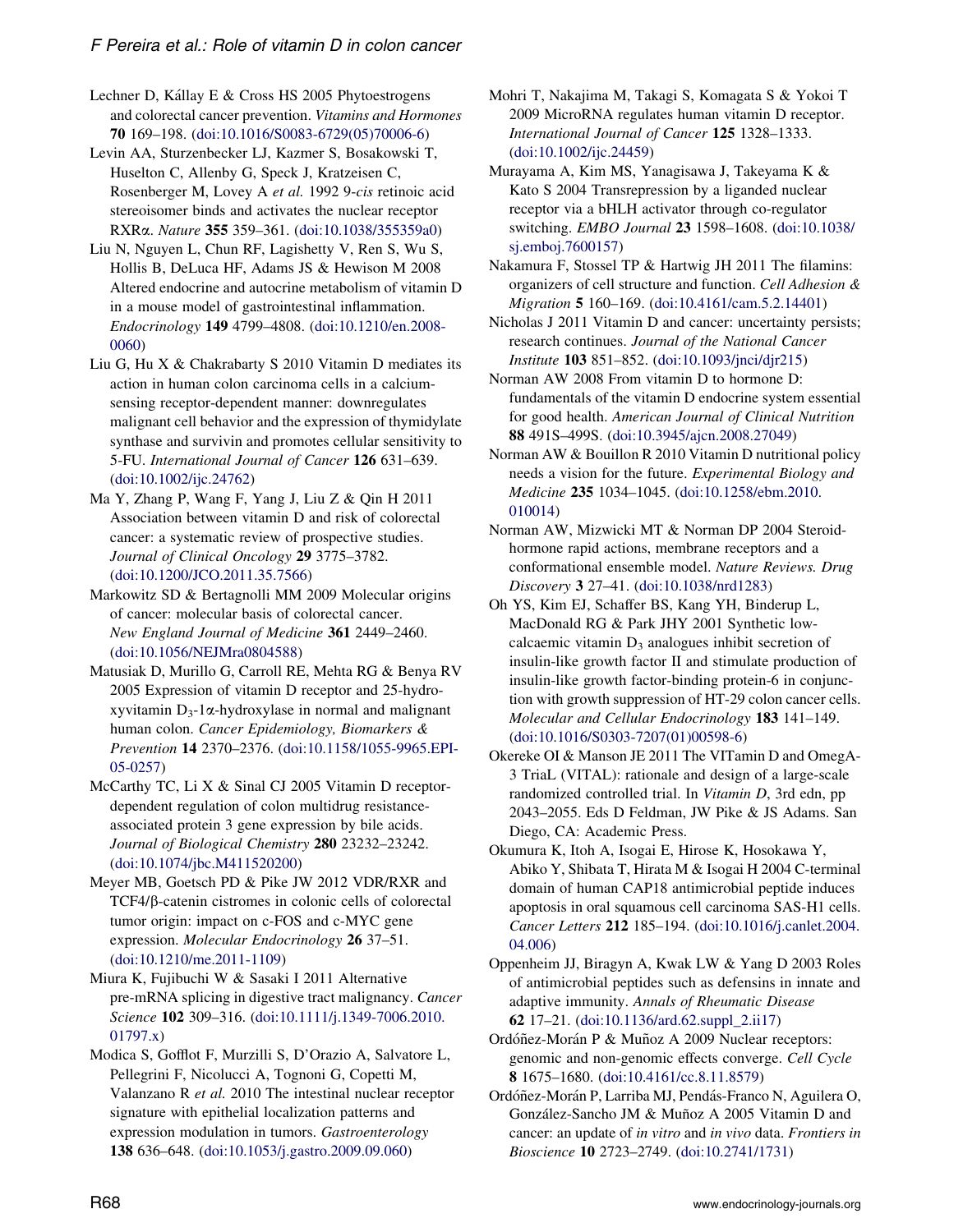Lechner D, Kállay E & Cross HS 2005 Phytoestrogens and colorectal cancer prevention. *Vitamins and Hormones* **70** 169–198. (doi:10.1016/S0083-6729(05)70006-6)

Levin AA, Sturzenbecker LJ, Kazmer S, Bosakowski T, Huselton C, Allenby G, Speck J, Kratzeisen C, Rosenberger M, Lovey A *et al.* 1992 9-*cis* retinoic acid stereoisomer binds and activates the nuclear receptor RXRα. *Nature* **355** 359–361. (doi:10.1038/355359a0)

Liu N, Nguyen L, Chun RF, Lagishetty V, Ren S, Wu S, Hollis B, DeLuca HF, Adams JS & Hewison M 2008 Altered endocrine and autocrine metabolism of vitamin D in a mouse model of gastrointestinal inflammation. *Endocrinology* **149** 4799–4808. (doi:10.1210/en.2008-0060)

Liu G, Hu X & Chakrabarty S 2010 Vitamin D mediates its action in human colon carcinoma cells in a calcium-sensing receptor-dependent manner: downregulates malignant cell behavior and the expression of thymidylate synthase and survivin and promotes cellular sensitivity to 5-FU. *International Journal of Cancer* **126** 631–639. (doi:10.1002/ijc.24762)

Ma Y, Zhang P, Wang F, Yang J, Liu Z & Qin H 2011 Association between vitamin D and risk of colorectal cancer: a systematic review of prospective studies. *Journal of Clinical Oncology* **29** 3775–3782. (doi:10.1200/JCO.2011.35.7566)

Markowitz SD & Bertagnolli MM 2009 Molecular origins of cancer: molecular basis of colorectal cancer. *New England Journal of Medicine* **361** 2449–2460. (doi:10.1056/NEJMra0804588)

Matusiak D, Murillo G, Carroll RE, Mehta RG & Benya RV 2005 Expression of vitamin D receptor and 25-hydroxyvitamin $D_3$-1α-hydroxylase in normal and malignant human colon. *Cancer Epidemiology, Biomarkers & Prevention* **14** 2370–2376. (doi:10.1158/1055-9965.EPI-05-0257)

McCarthy TC, Li X & Sinal CJ 2005 Vitamin D receptor-dependent regulation of colon multidrug resistance-associated protein 3 gene expression by bile acids. *Journal of Biological Chemistry* **280** 23232–23242. (doi:10.1074/jbc.M411520200)

Meyer MB, Goetsch PD & Pike JW 2012 VDR/RXR and TCF4/β-catenin cistromes in colonic cells of colorectal tumor origin: impact on c-FOS and c-MYC gene expression. *Molecular Endocrinology* **26** 37–51. (doi:10.1210/me.2011-1109)

Miura K, Fujibuchi W & Sasaki I 2011 Alternative pre-mRNA splicing in digestive tract malignancy. *Cancer Science* **102** 309–316. (doi:10.1111/j.1349-7006.2010.01797.x)

Modica S, Gofflot F, Murzilli S, D'Orazio A, Salvatore L, Pellegrini F, Nicolucci A, Tognoni G, Copetti M, Valanzano R *et al.* 2010 The intestinal nuclear receptor signature with epithelial localization patterns and expression modulation in tumors. *Gastroenterology* **138** 636–648. (doi:10.1053/j.gastro.2009.09.060)

Mohri T, Nakajima M, Takagi S, Komagata S & Yokoi T 2009 MicroRNA regulates human vitamin D receptor. *International Journal of Cancer* **125** 1328–1333. (doi:10.1002/ijc.24459)

Murayama A, Kim MS, Yanagisawa J, Takeyama K & Kato S 2004 Transrepression by a liganded nuclear receptor via a bHLH activator through co-regulator switching. *EMBO Journal* **23** 1598–1608. (doi:10.1038/sj.emboj.7600157)

Nakamura F, Stossel TP & Hartwig JH 2011 The filamins: organizers of cell structure and function. *Cell Adhesion & Migration* **5** 160–169. (doi:10.4161/cam.5.2.14401)

Nicholas J 2011 Vitamin D and cancer: uncertainty persists; research continues. *Journal of the National Cancer Institute* **103** 851–852. (doi:10.1093/jnci/djr215)

Norman AW 2008 From vitamin D to hormone D: fundamentals of the vitamin D endocrine system essential for good health. *American Journal of Clinical Nutrition* **88** 491S–499S. (doi:10.3945/ajcn.2008.27049)

Norman AW & Bouillon R 2010 Vitamin D nutritional policy needs a vision for the future. *Experimental Biology and Medicine* **235** 1034–1045. (doi:10.1258/ebm.2010.010014)

Norman AW, Mizwicki MT & Norman DP 2004 Steroid-hormone rapid actions, membrane receptors and a conformational ensemble model. *Nature Reviews. Drug Discovery* **3** 27–41. (doi:10.1038/nrd1283)

Oh YS, Kim EJ, Schaffer BS, Kang YH, Binderup L, MacDonald RG & Park JHY 2001 Synthetic low-calcaemic vitamin $D_3$ analogues inhibit secretion of insulin-like growth factor II and stimulate production of insulin-like growth factor-binding protein-6 in conjunction with growth suppression of HT-29 colon cancer cells. *Molecular and Cellular Endocrinology* **183** 141–149. (doi:10.1016/S0303-7207(01)00598-6)

Okereke OI & Manson JE 2011 The VITamin D and OmegA-3 TriaL (VITAL): rationale and design of a large-scale randomized controlled trial. In *Vitamin D*, 3rd edn, pp 2043–2055. Eds D Feldman, JW Pike & JS Adams. San Diego, CA: Academic Press.

Okumura K, Itoh A, Isogai E, Hirose K, Hosokawa Y, Abiko Y, Shibata T, Hirata M & Isogai H 2004 C-terminal domain of human CAP18 antimicrobial peptide induces apoptosis in oral squamous cell carcinoma SAS-H1 cells. *Cancer Letters* **212** 185–194. (doi:10.1016/j.canlet.2004.04.006)

Oppenheim JJ, Biragyn A, Kwak LW & Yang D 2003 Roles of antimicrobial peptides such as defensins in innate and adaptive immunity. *Annals of Rheumatic Disease* **62** 17–21. (doi:10.1136/ard.62.suppl_2.ii17)

Ordóñez-Morán P & Muñoz A 2009 Nuclear receptors: genomic and non-genomic effects converge. *Cell Cycle* **8** 1675–1680. (doi:10.4161/cc.8.11.8579)

Ordóñez-Morán P, Larriba MJ, Pendás-Franco N, Aguilera O, González-Sancho JM & Muñoz A 2005 Vitamin D and cancer: an update of *in vitro* and *in vivo* data. *Frontiers in Bioscience* **10** 2723–2749. (doi:10.2741/1731)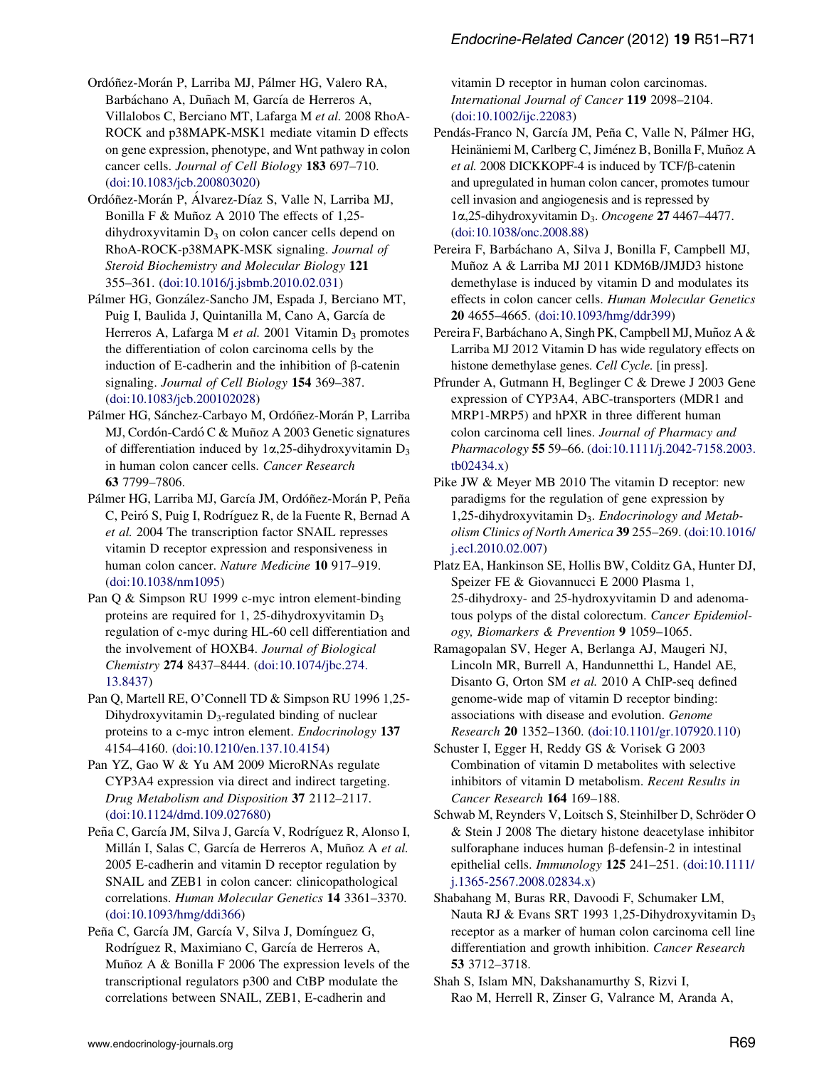Ordóñez-Morán P, Larriba MJ, Pálmer HG, Valero RA, Barbáchano A, Duñach M, García de Herreros A, Villalobos C, Berciano MT, Lafarga M *et al.* 2008 RhoA-ROCK and p38MAPK-MSK1 mediate vitamin D effects on gene expression, phenotype, and Wnt pathway in colon cancer cells. *Journal of Cell Biology* **183** 697–710. (doi:10.1083/jcb.200803020)

Ordóñez-Morán P, Álvarez-Díaz S, Valle N, Larriba MJ, Bonilla F & Muñoz A 2010 The effects of 1,25-dihydroxyvitamin $D_3$ on colon cancer cells depend on RhoA-ROCK-p38MAPK-MSK signaling. *Journal of Steroid Biochemistry and Molecular Biology* **121** 355–361. (doi:10.1016/j.jsbmb.2010.02.031)

Pálmer HG, González-Sancho JM, Espada J, Berciano MT, Puig I, Baulida J, Quintanilla M, Cano A, García de Herreros A, Lafarga M *et al.* 2001 Vitamin $D_3$ promotes the differentiation of colon carcinoma cells by the induction of E-cadherin and the inhibition of β-catenin signaling. *Journal of Cell Biology* **154** 369–387. (doi:10.1083/jcb.200102028)

Pálmer HG, Sánchez-Carbayo M, Ordóñez-Morán P, Larriba MJ, Cordón-Cardó C & Muñoz A 2003 Genetic signatures of differentiation induced by 1α,25-dihydroxyvitamin $D_3$ in human colon cancer cells. *Cancer Research* **63** 7799–7806.

Pálmer HG, Larriba MJ, García JM, Ordóñez-Morán P, Peña C, Peiró S, Puig I, Rodríguez R, de la Fuente R, Bernad A *et al.* 2004 The transcription factor SNAIL represses vitamin D receptor expression and responsiveness in human colon cancer. *Nature Medicine* **10** 917–919. (doi:10.1038/nm1095)

Pan Q & Simpson RU 1999 c-myc intron element-binding proteins are required for 1, 25-dihydroxyvitamin $D_3$ regulation of c-myc during HL-60 cell differentiation and the involvement of HOXB4. *Journal of Biological Chemistry* **274** 8437–8444. (doi:10.1074/jbc.274.13.8437)

Pan Q, Martell RE, O'Connell TD & Simpson RU 1996 1,25-Dihydroxyvitamin $D_3$-regulated binding of nuclear proteins to a c-myc intron element. *Endocrinology* **137** 4154–4160. (doi:10.1210/en.137.10.4154)

Pan YZ, Gao W & Yu AM 2009 MicroRNAs regulate CYP3A4 expression via direct and indirect targeting. *Drug Metabolism and Disposition* **37** 2112–2117. (doi:10.1124/dmd.109.027680)

Peña C, García JM, Silva J, García V, Rodríguez R, Alonso I, Millán I, Salas C, García de Herreros A, Muñoz A *et al.* 2005 E-cadherin and vitamin D receptor regulation by SNAIL and ZEB1 in colon cancer: clinicopathological correlations. *Human Molecular Genetics* **14** 3361–3370. (doi:10.1093/hmg/ddi366)

Peña C, García JM, García V, Silva J, Domínguez G, Rodríguez R, Maximiano C, García de Herreros A, Muñoz A & Bonilla F 2006 The expression levels of the transcriptional regulators p300 and CtBP modulate the correlations between SNAIL, ZEB1, E-cadherin and vitamin D receptor in human colon carcinomas. *International Journal of Cancer* **119** 2098–2104. (doi:10.1002/ijc.22083)

Pendás-Franco N, García JM, Peña C, Valle N, Pálmer HG, Heinäniemi M, Carlberg C, Jiménez B, Bonilla F, Muñoz A *et al.* 2008 DICKKOPF-4 is induced by TCF/β-catenin and upregulated in human colon cancer, promotes tumour cell invasion and angiogenesis and is repressed by 1α,25-dihydroxyvitamin $D_3$. *Oncogene* **27** 4467–4477. (doi:10.1038/onc.2008.88)

Pereira F, Barbáchano A, Silva J, Bonilla F, Campbell MJ, Muñoz A & Larriba MJ 2011 KDM6B/JMJD3 histone demethylase is induced by vitamin D and modulates its effects in colon cancer cells. *Human Molecular Genetics* **20** 4655–4665. (doi:10.1093/hmg/ddr399)

Pereira F, Barbáchano A, Singh PK, Campbell MJ, Muñoz A & Larriba MJ 2012 Vitamin D has wide regulatory effects on histone demethylase genes. *Cell Cycle.* [in press].

Pfrunder A, Gutmann H, Beglinger C & Drewe J 2003 Gene expression of CYP3A4, ABC-transporters (MDR1 and MRP1-MRP5) and hPXR in three different human colon carcinoma cell lines. *Journal of Pharmacy and Pharmacology* **55** 59–66. (doi:10.1111/j.2042-7158.2003.tb02434.x)

Pike JW & Meyer MB 2010 The vitamin D receptor: new paradigms for the regulation of gene expression by 1,25-dihydroxyvitamin $D_3$. *Endocrinology and Metabolism Clinics of North America* **39** 255–269. (doi:10.1016/j.ecl.2010.02.007)

Platz EA, Hankinson SE, Hollis BW, Colditz GA, Hunter DJ, Speizer FE & Giovannucci E 2000 Plasma 1, 25-dihydroxy- and 25-hydroxyvitamin D and adenomatous polyps of the distal colorectum. *Cancer Epidemiology, Biomarkers & Prevention* **9** 1059–1065.

Ramagopalan SV, Heger A, Berlanga AJ, Maugeri NJ, Lincoln MR, Burrell A, Handunnetthi L, Handel AE, Disanto G, Orton SM *et al.* 2010 A ChIP-seq defined genome-wide map of vitamin D receptor binding: associations with disease and evolution. *Genome Research* **20** 1352–1360. (doi:10.1101/gr.107920.110)

Schuster I, Egger H, Reddy GS & Vorisek G 2003 Combination of vitamin D metabolites with selective inhibitors of vitamin D metabolism. *Recent Results in Cancer Research* **164** 169–188.

Schwab M, Reynders V, Loitsch S, Steinhilber D, Schröder O & Stein J 2008 The dietary histone deacetylase inhibitor sulforaphane induces human β-defensin-2 in intestinal epithelial cells. *Immunology* **125** 241–251. (doi:10.1111/j.1365-2567.2008.02834.x)

Shabahang M, Buras RR, Davoodi F, Schumaker LM, Nauta RJ & Evans SRT 1993 1,25-Dihydroxyvitamin $D_3$ receptor as a marker of human colon carcinoma cell line differentiation and growth inhibition. *Cancer Research* **53** 3712–3718.

Shah S, Islam MN, Dakshanamurthy S, Rizvi I, Rao M, Herrell R, Zinser G, Valrance M, Aranda A,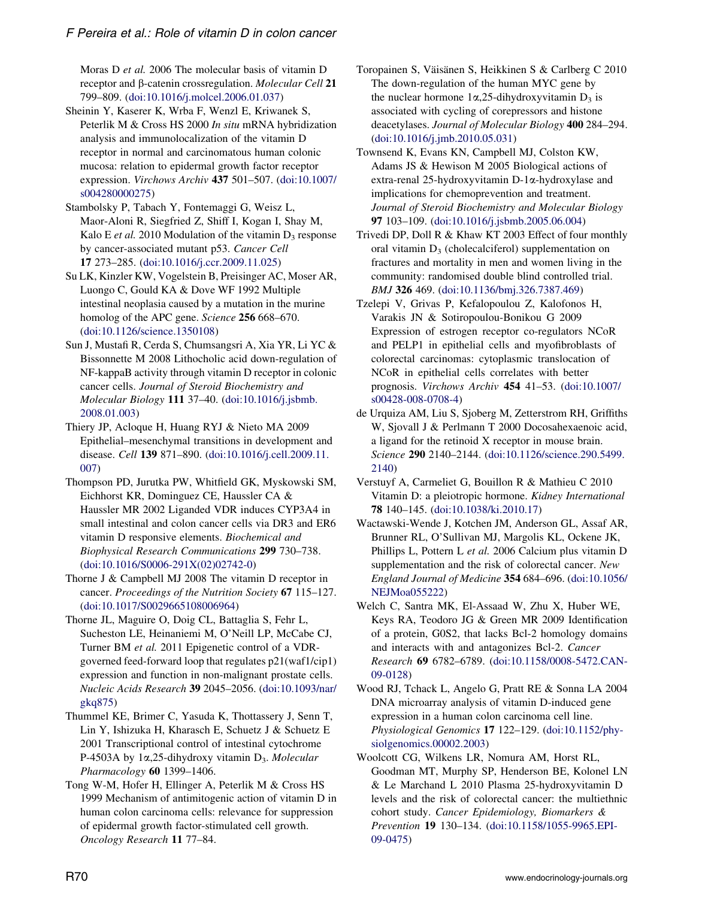Moras D *et al.* 2006 The molecular basis of vitamin D receptor and β-catenin crossregulation. *Molecular Cell* **21** 799–809. (doi:10.1016/j.molcel.2006.01.037)

Sheinin Y, Kaserer K, Wrba F, Wenzl E, Kriwanek S, Peterlik M & Cross HS 2000 *In situ* mRNA hybridization analysis and immunolocalization of the vitamin D receptor in normal and carcinomatous human colonic mucosa: relation to epidermal growth factor receptor expression. *Virchows Archiv* **437** 501–507. (doi:10.1007/s004280000275)

Stambolsky P, Tabach Y, Fontemaggi G, Weisz L, Maor-Aloni R, Siegfried Z, Shiff I, Kogan I, Shay M, Kalo E *et al.* 2010 Modulation of the vitamin $D_3$ response by cancer-associated mutant p53. *Cancer Cell* **17** 273–285. (doi:10.1016/j.ccr.2009.11.025)

Su LK, Kinzler KW, Vogelstein B, Preisinger AC, Moser AR, Luongo C, Gould KA & Dove WF 1992 Multiple intestinal neoplasia caused by a mutation in the murine homolog of the APC gene. *Science* **256** 668–670. (doi:10.1126/science.1350108)

Sun J, Mustafi R, Cerda S, Chumsangsri A, Xia YR, Li YC & Bissonnette M 2008 Lithocholic acid down-regulation of NF-kappaB activity through vitamin D receptor in colonic cancer cells. *Journal of Steroid Biochemistry and Molecular Biology* **111** 37–40. (doi:10.1016/j.jsbmb.2008.01.003)

Thiery JP, Acloque H, Huang RYJ & Nieto MA 2009 Epithelial–mesenchymal transitions in development and disease. *Cell* **139** 871–890. (doi:10.1016/j.cell.2009.11.007)

Thompson PD, Jurutka PW, Whitfield GK, Myskowski SM, Eichhorst KR, Dominguez CE, Haussler CA & Haussler MR 2002 Liganded VDR induces CYP3A4 in small intestinal and colon cancer cells via DR3 and ER6 vitamin D responsive elements. *Biochemical and Biophysical Research Communications* **299** 730–738. (doi:10.1016/S0006-291X(02)02742-0)

Thorne J & Campbell MJ 2008 The vitamin D receptor in cancer. *Proceedings of the Nutrition Society* **67** 115–127. (doi:10.1017/S0029665108006964)

Thorne JL, Maguire O, Doig CL, Battaglia S, Fehr L, Sucheston LE, Heinaniemi M, O'Neill LP, McCabe CJ, Turner BM *et al.* 2011 Epigenetic control of a VDR-governed feed-forward loop that regulates p21(waf1/cip1) expression and function in non-malignant prostate cells. *Nucleic Acids Research* **39** 2045–2056. (doi:10.1093/nar/gkq875)

Thummel KE, Brimer C, Yasuda K, Thottassery J, Senn T, Lin Y, Ishizuka H, Kharasch E, Schuetz J & Schuetz E 2001 Transcriptional control of intestinal cytochrome P-4503A by 1α,25-dihydroxy vitamin $D_3$. *Molecular Pharmacology* **60** 1399–1406.

Tong W-M, Hofer H, Ellinger A, Peterlik M & Cross HS 1999 Mechanism of antimitogenic action of vitamin D in human colon carcinoma cells: relevance for suppression of epidermal growth factor-stimulated cell growth. *Oncology Research* **11** 77–84.

Toropainen S, Väisänen S, Heikkinen S & Carlberg C 2010 The down-regulation of the human MYC gene by the nuclear hormone 1α,25-dihydroxyvitamin $D_3$ is associated with cycling of corepressors and histone deacetylases. *Journal of Molecular Biology* **400** 284–294. (doi:10.1016/j.jmb.2010.05.031)

Townsend K, Evans KN, Campbell MJ, Colston KW, Adams JS & Hewison M 2005 Biological actions of extra-renal 25-hydroxyvitamin D-1α-hydroxylase and implications for chemoprevention and treatment. *Journal of Steroid Biochemistry and Molecular Biology* **97** 103–109. (doi:10.1016/j.jsbmb.2005.06.004)

Trivedi DP, Doll R & Khaw KT 2003 Effect of four monthly oral vitamin $D_3$ (cholecalciferol) supplementation on fractures and mortality in men and women living in the community: randomised double blind controlled trial. *BMJ* **326** 469. (doi:10.1136/bmj.326.7387.469)

Tzelepi V, Grivas P, Kefalopoulou Z, Kalofonos H, Varakis JN & Sotiropoulou-Bonikou G 2009 Expression of estrogen receptor co-regulators NCoR and PELP1 in epithelial cells and myofibroblasts of colorectal carcinomas: cytoplasmic translocation of NCoR in epithelial cells correlates with better prognosis. *Virchows Archiv* **454** 41–53. (doi:10.1007/s00428-008-0708-4)

de Urquiza AM, Liu S, Sjoberg M, Zetterstrom RH, Griffiths W, Sjovall J & Perlmann T 2000 Docosahexaenoic acid, a ligand for the retinoid X receptor in mouse brain. *Science* **290** 2140–2144. (doi:10.1126/science.290.5499.2140)

Verstuyf A, Carmeliet G, Bouillon R & Mathieu C 2010 Vitamin D: a pleiotropic hormone. *Kidney International* **78** 140–145. (doi:10.1038/ki.2010.17)

Wactawski-Wende J, Kotchen JM, Anderson GL, Assaf AR, Brunner RL, O'Sullivan MJ, Margolis KL, Ockene JK, Phillips L, Pottern L *et al.* 2006 Calcium plus vitamin D supplementation and the risk of colorectal cancer. *New England Journal of Medicine* **354** 684–696. (doi:10.1056/NEJMoa055222)

Welch C, Santra MK, El-Assaad W, Zhu X, Huber WE, Keys RA, Teodoro JG & Green MR 2009 Identification of a protein, G0S2, that lacks Bcl-2 homology domains and interacts with and antagonizes Bcl-2. *Cancer Research* **69** 6782–6789. (doi:10.1158/0008-5472.CAN-09-0128)

Wood RJ, Tchack L, Angelo G, Pratt RE & Sonna LA 2004 DNA microarray analysis of vitamin D-induced gene expression in a human colon carcinoma cell line. *Physiological Genomics* **17** 122–129. (doi:10.1152/physiolgenomics.00002.2003)

Woolcott CG, Wilkens LR, Nomura AM, Horst RL, Goodman MT, Murphy SP, Henderson BE, Kolonel LN & Le Marchand L 2010 Plasma 25-hydroxyvitamin D levels and the risk of colorectal cancer: the multiethnic cohort study. *Cancer Epidemiology, Biomarkers & Prevention* **19** 130–134. (doi:10.1158/1055-9965.EPI-09-0475)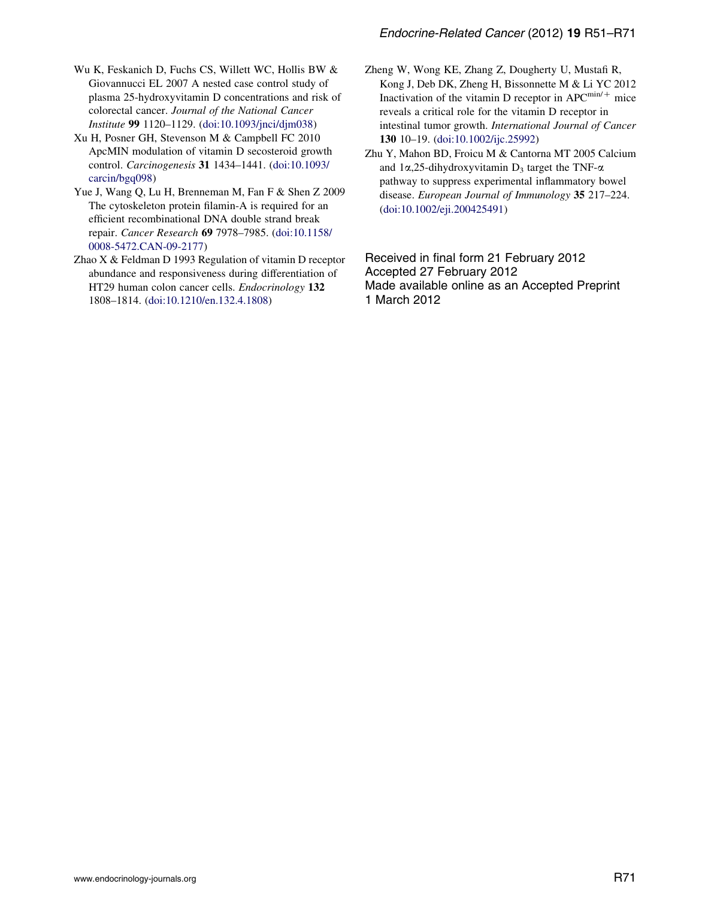Wu K, Feskanich D, Fuchs CS, Willett WC, Hollis BW & Giovannucci EL 2007 A nested case control study of plasma 25-hydroxyvitamin D concentrations and risk of colorectal cancer. *Journal of the National Cancer Institute* **99** 1120–1129. (doi:10.1093/jnci/djm038)

Xu H, Posner GH, Stevenson M & Campbell FC 2010 ApcMIN modulation of vitamin D secosteroid growth control. *Carcinogenesis* **31** 1434–1441. (doi:10.1093/carcin/bgq098)

Yue J, Wang Q, Lu H, Brenneman M, Fan F & Shen Z 2009 The cytoskeleton protein filamin-A is required for an efficient recombinational DNA double strand break repair. *Cancer Research* **69** 7978–7985. (doi:10.1158/0008-5472.CAN-09-2177)

Zhao X & Feldman D 1993 Regulation of vitamin D receptor abundance and responsiveness during differentiation of HT29 human colon cancer cells. *Endocrinology* **132** 1808–1814. (doi:10.1210/en.132.4.1808)

Zheng W, Wong KE, Zhang Z, Dougherty U, Mustafi R, Kong J, Deb DK, Zheng H, Bissonnette M & Li YC 2012 Inactivation of the vitamin D receptor in $APC^{min/+}$ mice reveals a critical role for the vitamin D receptor in intestinal tumor growth. *International Journal of Cancer* **130** 10–19. (doi:10.1002/ijc.25992)

Zhu Y, Mahon BD, Froicu M & Cantorna MT 2005 Calcium and 1α,25-dihydroxyvitamin $D_3$ target the TNF-α pathway to suppress experimental inflammatory bowel disease. *European Journal of Immunology* **35** 217–224. (doi:10.1002/eji.200425491)

Received in final form 21 February 2012
Accepted 27 February 2012
Made available online as an Accepted Preprint
1 March 2012